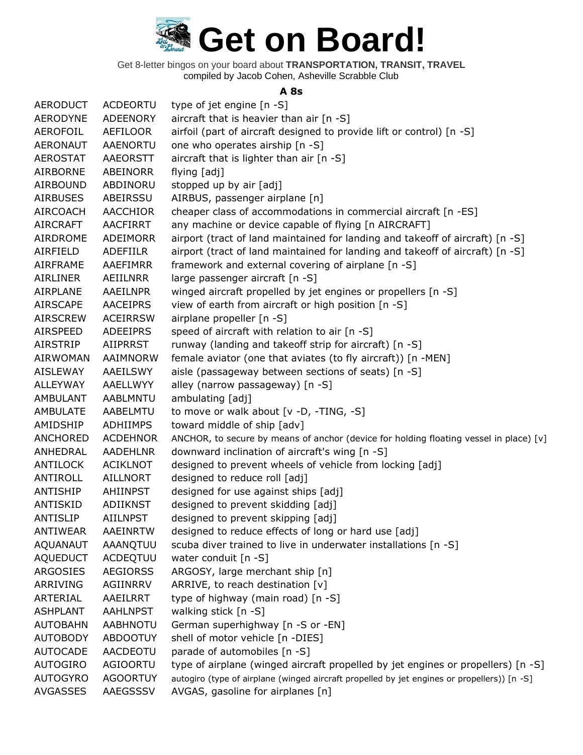# Get on Board!

Get 8-letter bingos on your board about **TRANSPORTATION, TRANSIT, TRAVEL**
compiled by Jacob Cohen, Asheville Scrabble Club

### A 8s

| | | |
|---|---|---|
| AERODUCT | ACDEORTU | type of jet engine [n -S] |
| AERODYNE | ADEENORY | aircraft that is heavier than air [n -S] |
| AEROFOIL | AEFILOOR | airfoil (part of aircraft designed to provide lift or control) [n -S] |
| AERONAUT | AAENORTU | one who operates airship [n -S] |
| AEROSTAT | AAEORSTT | aircraft that is lighter than air [n -S] |
| AIRBORNE | ABEINORR | flying [adj] |
| AIRBOUND | ABDINORU | stopped up by air [adj] |
| AIRBUSES | ABEIRSSU | AIRBUS, passenger airplane [n] |
| AIRCOACH | AACCHIOR | cheaper class of accommodations in commercial aircraft [n -ES] |
| AIRCRAFT | AACFIRRT | any machine or device capable of flying [n AIRCRAFT] |
| AIRDROME | ADEIMORR | airport (tract of land maintained for landing and takeoff of aircraft) [n -S] |
| AIRFIELD | ADEFIILR | airport (tract of land maintained for landing and takeoff of aircraft) [n -S] |
| AIRFRAME | AAEFIMRR | framework and external covering of airplane [n -S] |
| AIRLINER | AEIILNRR | large passenger aircraft [n -S] |
| AIRPLANE | AAEILNPR | winged aircraft propelled by jet engines or propellers [n -S] |
| AIRSCAPE | AACEIPRS | view of earth from aircraft or high position [n -S] |
| AIRSCREW | ACEIRRSW | airplane propeller [n -S] |
| AIRSPEED | ADEEIPRS | speed of aircraft with relation to air [n -S] |
| AIRSTRIP | AIIPRRST | runway (landing and takeoff strip for aircraft) [n -S] |
| AIRWOMAN | AAIMNORW | female aviator (one that aviates (to fly aircraft)) [n -MEN] |
| AISLEWAY | AAEILSWY | aisle (passageway between sections of seats) [n -S] |
| ALLEYWAY | AAELLWYY | alley (narrow passageway) [n -S] |
| AMBULANT | AABLMNTU | ambulating [adj] |
| AMBULATE | AABELMTU | to move or walk about [v -D, -TING, -S] |
| AMIDSHIP | ADHIIMPS | toward middle of ship [adv] |
| ANCHORED | ACDEHNOR | ANCHOR, to secure by means of anchor (device for holding floating vessel in place) [v] |
| ANHEDRAL | AADEHLNR | downward inclination of aircraft's wing [n -S] |
| ANTILOCK | ACIKLNOT | designed to prevent wheels of vehicle from locking [adj] |
| ANTIROLL | AILLNORT | designed to reduce roll [adj] |
| ANTISHIP | AHIINPST | designed for use against ships [adj] |
| ANTISKID | ADIIKNST | designed to prevent skidding [adj] |
| ANTISLIP | AIILNPST | designed to prevent skipping [adj] |
| ANTIWEAR | AAEINRTW | designed to reduce effects of long or hard use [adj] |
| AQUANAUT | AAANQTUU | scuba diver trained to live in underwater installations [n -S] |
| AQUEDUCT | ACDEQTUU | water conduit [n -S] |
| ARGOSIES | AEGIORSS | ARGOSY, large merchant ship [n] |
| ARRIVING | AGIINRRV | ARRIVE, to reach destination [v] |
| ARTERIAL | AAEILRRT | type of highway (main road) [n -S] |
| ASHPLANT | AAHLNPST | walking stick [n -S] |
| AUTOBAHN | AABHNOTU | German superhighway [n -S or -EN] |
| AUTOBODY | ABDOOTUY | shell of motor vehicle [n -DIES] |
| AUTOCADE | AACDEOTU | parade of automobiles [n -S] |
| AUTOGIRO | AGIOORTU | type of airplane (winged aircraft propelled by jet engines or propellers) [n -S] |
| AUTOGYRO | AGOORTUY | autogiro (type of airplane (winged aircraft propelled by jet engines or propellers)) [n -S] |
| AVGASSES | AAEGSSSV | AVGAS, gasoline for airplanes [n] |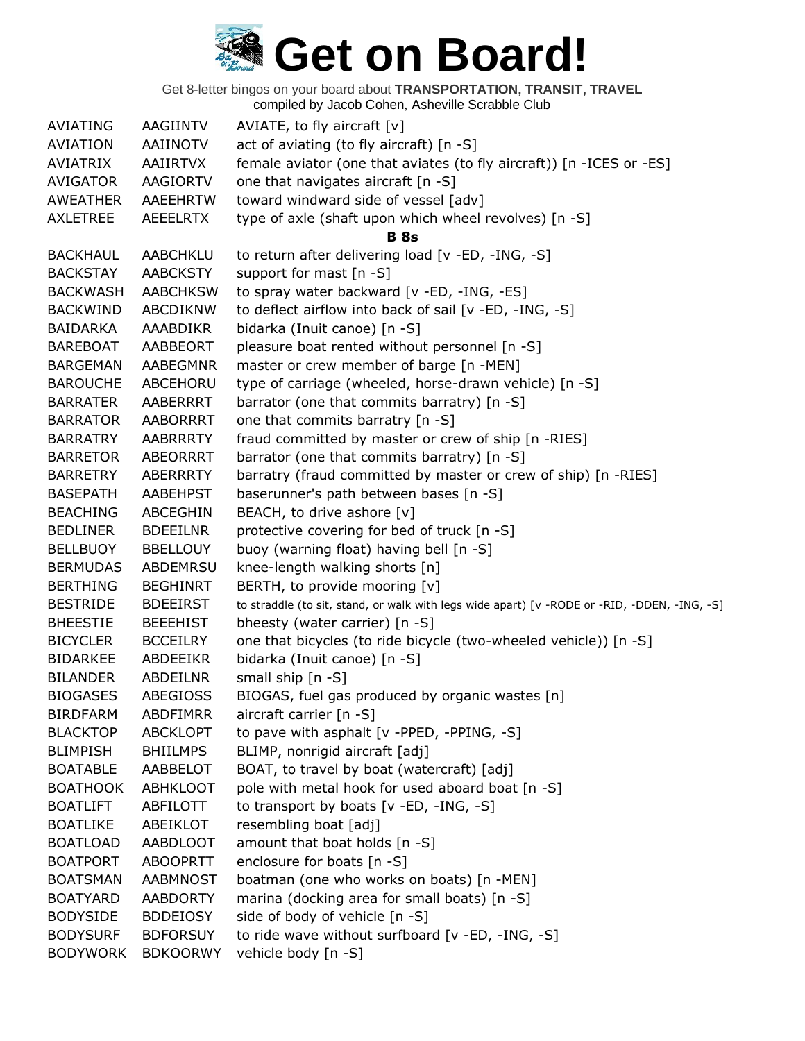# Get on Board!

Get 8-letter bingos on your board about **TRANSPORTATION, TRANSIT, TRAVEL**
compiled by Jacob Cohen, Asheville Scrabble Club

| | | |
|---|---|---|
| AVIATING | AAGIINTV | AVIATE, to fly aircraft [v] |
| AVIATION | AAIINOTV | act of aviating (to fly aircraft) [n -S] |
| AVIATRIX | AAIIRTVX | female aviator (one that aviates (to fly aircraft)) [n -ICES or -ES] |
| AVIGATOR | AAGIORTV | one that navigates aircraft [n -S] |
| AWEATHER | AAEEHRTW | toward windward side of vessel [adv] |
| AXLETREE | AEEELRTX | type of axle (shaft upon which wheel revolves) [n -S] |
| | | **B 8s** |
| BACKHAUL | AABCHKLU | to return after delivering load [v -ED, -ING, -S] |
| BACKSTAY | AABCKSTY | support for mast [n -S] |
| BACKWASH | AABCHKSW | to spray water backward [v -ED, -ING, -ES] |
| BACKWIND | ABCDIKNW | to deflect airflow into back of sail [v -ED, -ING, -S] |
| BAIDARKA | AAABDIKR | bidarka (Inuit canoe) [n -S] |
| BAREBOAT | AABBEORT | pleasure boat rented without personnel [n -S] |
| BARGEMAN | AABEGMNR | master or crew member of barge [n -MEN] |
| BAROUCHE | ABCEHORU | type of carriage (wheeled, horse-drawn vehicle) [n -S] |
| BARRATER | AABERRRT | barrator (one that commits barratry) [n -S] |
| BARRATOR | AABORRRT | one that commits barratry [n -S] |
| BARRATRY | AABRRRTY | fraud committed by master or crew of ship [n -RIES] |
| BARRETOR | ABEORRRT | barrator (one that commits barratry) [n -S] |
| BARRETRY | ABERRRTY | barratry (fraud committed by master or crew of ship) [n -RIES] |
| BASEPATH | AABEHPST | baserunner's path between bases [n -S] |
| BEACHING | ABCEGHIN | BEACH, to drive ashore [v] |
| BEDLINER | BDEEILNR | protective covering for bed of truck [n -S] |
| BELLBUOY | BBELLOUY | buoy (warning float) having bell [n -S] |
| BERMUDAS | ABDEMRSU | knee-length walking shorts [n] |
| BERTHING | BEGHINRT | BERTH, to provide mooring [v] |
| BESTRIDE | BDEEIRST | to straddle (to sit, stand, or walk with legs wide apart) [v -RODE or -RID, -DDEN, -ING, -S] |
| BHEESTIE | BEEEHIST | bheesty (water carrier) [n -S] |
| BICYCLER | BCCEILRY | one that bicycles (to ride bicycle (two-wheeled vehicle)) [n -S] |
| BIDARKEE | ABDEEIKR | bidarka (Inuit canoe) [n -S] |
| BILANDER | ABDEILNR | small ship [n -S] |
| BIOGASES | ABEGIOSS | BIOGAS, fuel gas produced by organic wastes [n] |
| BIRDFARM | ABDFIMRR | aircraft carrier [n -S] |
| BLACKTOP | ABCKLOPT | to pave with asphalt [v -PPED, -PPING, -S] |
| BLIMPISH | BHIILMPS | BLIMP, nonrigid aircraft [adj] |
| BOATABLE | AABBELOT | BOAT, to travel by boat (watercraft) [adj] |
| BOATHOOK | ABHKLOOT | pole with metal hook for used aboard boat [n -S] |
| BOATLIFT | ABFILOTT | to transport by boats [v -ED, -ING, -S] |
| BOATLIKE | ABEIKLOT | resembling boat [adj] |
| BOATLOAD | AABDLOOT | amount that boat holds [n -S] |
| BOATPORT | ABOOPRTT | enclosure for boats [n -S] |
| BOATSMAN | AABMNOST | boatman (one who works on boats) [n -MEN] |
| BOATYARD | AABDORTY | marina (docking area for small boats) [n -S] |
| BODYSIDE | BDDEIOSY | side of body of vehicle [n -S] |
| BODYSURF | BDFORSUY | to ride wave without surfboard [v -ED, -ING, -S] |
| BODYWORK | BDKOORWY | vehicle body [n -S] |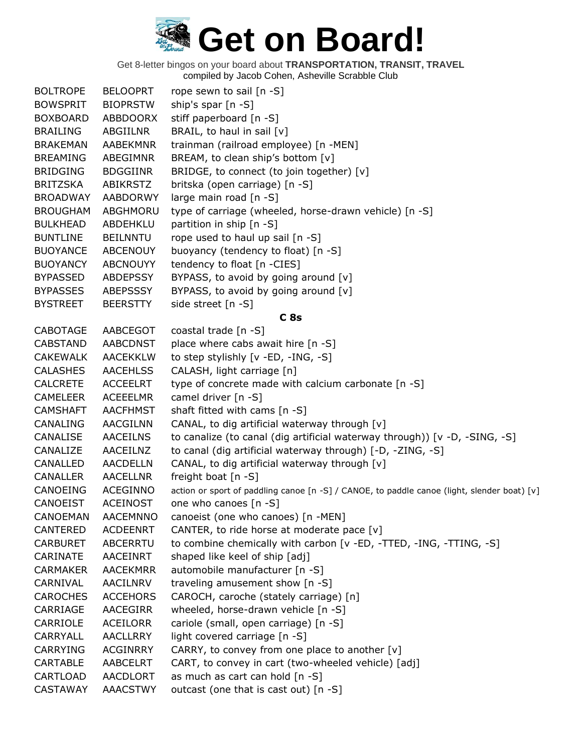# Get on Board!

Get 8-letter bingos on your board about **TRANSPORTATION, TRANSIT, TRAVEL**
compiled by Jacob Cohen, Asheville Scrabble Club

| | | |
|---|---|---|
| BOLTROPE | BELOOPRT | rope sewn to sail [n -S] |
| BOWSPRIT | BIOPRSTW | ship's spar [n -S] |
| BOXBOARD | ABBDOORX | stiff paperboard [n -S] |
| BRAILING | ABGIILNR | BRAIL, to haul in sail [v] |
| BRAKEMAN | AABEKMNR | trainman (railroad employee) [n -MEN] |
| BREAMING | ABEGIMNR | BREAM, to clean ship's bottom [v] |
| BRIDGING | BDGGIINR | BRIDGE, to connect (to join together) [v] |
| BRITZSKA | ABIKRSTZ | britska (open carriage) [n -S] |
| BROADWAY | AABDORWY | large main road [n -S] |
| BROUGHAM | ABGHMORU | type of carriage (wheeled, horse-drawn vehicle) [n -S] |
| BULKHEAD | ABDEHKLU | partition in ship [n -S] |
| BUNTLINE | BEILNNTU | rope used to haul up sail [n -S] |
| BUOYANCE | ABCENOUY | buoyancy (tendency to float) [n -S] |
| BUOYANCY | ABCNOUYY | tendency to float [n -CIES] |
| BYPASSED | ABDEPSSY | BYPASS, to avoid by going around [v] |
| BYPASSES | ABEPSSSY | BYPASS, to avoid by going around [v] |
| BYSTREET | BEERSTTY | side street [n -S] |
| | | **C 8s** |
| CABOTAGE | AABCEGOT | coastal trade [n -S] |
| CABSTAND | AABCDNST | place where cabs await hire [n -S] |
| CAKEWALK | AACEKKLW | to step stylishly [v -ED, -ING, -S] |
| CALASHES | AACEHLSS | CALASH, light carriage [n] |
| CALCRETE | ACCEELRT | type of concrete made with calcium carbonate [n -S] |
| CAMELEER | ACEEELMR | camel driver [n -S] |
| CAMSHAFT | AACFHMST | shaft fitted with cams [n -S] |
| CANALING | AACGILNN | CANAL, to dig artificial waterway through [v] |
| CANALISE | AACEILNS | to canalize (to canal (dig artificial waterway through)) [v -D, -SING, -S] |
| CANALIZE | AACEILNZ | to canal (dig artificial waterway through) [-D, -ZING, -S] |
| CANALLED | AACDELLN | CANAL, to dig artificial waterway through [v] |
| CANALLER | AACELLNR | freight boat [n -S] |
| CANOEING | ACEGINNO | action or sport of paddling canoe [n -S] / CANOE, to paddle canoe (light, slender boat) [v] |
| CANOEIST | ACEINOST | one who canoes [n -S] |
| CANOEMAN | AACEMNNO | canoeist (one who canoes) [n -MEN] |
| CANTERED | ACDEENRT | CANTER, to ride horse at moderate pace [v] |
| CARBURET | ABCERRTU | to combine chemically with carbon [v -ED, -TTED, -ING, -TTING, -S] |
| CARINATE | AACEINRT | shaped like keel of ship [adj] |
| CARMAKER | AACEKMRR | automobile manufacturer [n -S] |
| CARNIVAL | AACILNRV | traveling amusement show [n -S] |
| CAROCHES | ACCEHORS | CAROCH, caroche (stately carriage) [n] |
| CARRIAGE | AACEGIRR | wheeled, horse-drawn vehicle [n -S] |
| CARRIOLE | ACEILORR | cariole (small, open carriage) [n -S] |
| CARRYALL | AACLLRRY | light covered carriage [n -S] |
| CARRYING | ACGINRRY | CARRY, to convey from one place to another [v] |
| CARTABLE | AABCELRT | CART, to convey in cart (two-wheeled vehicle) [adj] |
| CARTLOAD | AACDLORT | as much as cart can hold [n -S] |
| CASTAWAY | AAACSTWY | outcast (one that is cast out) [n -S] |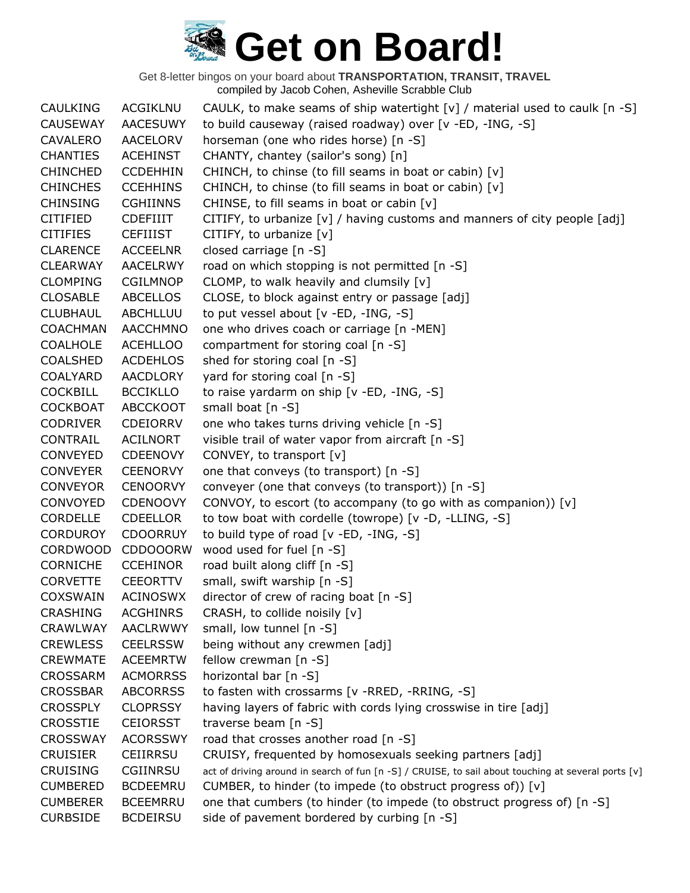# Get on Board!

Get 8-letter bingos on your board about **TRANSPORTATION, TRANSIT, TRAVEL**
compiled by Jacob Cohen, Asheville Scrabble Club

| | | |
|---|---|---|
| CAULKING | ACGIKLNU | CAULK, to make seams of ship watertight [v] / material used to caulk [n -S] |
| CAUSEWAY | AACESUWY | to build causeway (raised roadway) over [v -ED, -ING, -S] |
| CAVALERO | AACELORV | horseman (one who rides horse) [n -S] |
| CHANTIES | ACEHINST | CHANTY, chantey (sailor's song) [n] |
| CHINCHED | CCDEHHIN | CHINCH, to chinse (to fill seams in boat or cabin) [v] |
| CHINCHES | CCEHHINS | CHINCH, to chinse (to fill seams in boat or cabin) [v] |
| CHINSING | CGHIINNS | CHINSE, to fill seams in boat or cabin [v] |
| CITIFIED | CDEFIIIT | CITIFY, to urbanize [v] / having customs and manners of city people [adj] |
| CITIFIES | CEFIIIST | CITIFY, to urbanize [v] |
| CLARENCE | ACCEELNR | closed carriage [n -S] |
| CLEARWAY | AACELRWY | road on which stopping is not permitted [n -S] |
| CLOMPING | CGILMNOP | CLOMP, to walk heavily and clumsily [v] |
| CLOSABLE | ABCELLOS | CLOSE, to block against entry or passage [adj] |
| CLUBHAUL | ABCHLLUU | to put vessel about [v -ED, -ING, -S] |
| COACHMAN | AACCHMNO | one who drives coach or carriage [n -MEN] |
| COALHOLE | ACEHLLOO | compartment for storing coal [n -S] |
| COALSHED | ACDEHLOS | shed for storing coal [n -S] |
| COALYARD | AACDLORY | yard for storing coal [n -S] |
| COCKBILL | BCCIKLLO | to raise yardarm on ship [v -ED, -ING, -S] |
| COCKBOAT | ABCCKOOT | small boat [n -S] |
| CODRIVER | CDEIORRV | one who takes turns driving vehicle [n -S] |
| CONTRAIL | ACILNORT | visible trail of water vapor from aircraft [n -S] |
| CONVEYED | CDEENOVY | CONVEY, to transport [v] |
| CONVEYER | CEENORVY | one that conveys (to transport) [n -S] |
| CONVEYOR | CENOORVY | conveyer (one that conveys (to transport)) [n -S] |
| CONVOYED | CDENOOVY | CONVOY, to escort (to accompany (to go with as companion)) [v] |
| CORDELLE | CDEELLOR | to tow boat with cordelle (towrope) [v -D, -LLING, -S] |
| CORDUROY | CDOORRUY | to build type of road [v -ED, -ING, -S] |
| CORDWOOD | CDDOOORW | wood used for fuel [n -S] |
| CORNICHE | CCEHINOR | road built along cliff [n -S] |
| CORVETTE | CEEORTTV | small, swift warship [n -S] |
| COXSWAIN | ACINOSWX | director of crew of racing boat [n -S] |
| CRASHING | ACGHINRS | CRASH, to collide noisily [v] |
| CRAWLWAY | AACLRWWY | small, low tunnel [n -S] |
| CREWLESS | CEELRSSW | being without any crewmen [adj] |
| CREWMATE | ACEEMRTW | fellow crewman [n -S] |
| CROSSARM | ACMORRSS | horizontal bar [n -S] |
| CROSSBAR | ABCORRSS | to fasten with crossarms [v -RRED, -RRING, -S] |
| CROSSPLY | CLOPRSSY | having layers of fabric with cords lying crosswise in tire [adj] |
| CROSSTIE | CEIORSST | traverse beam [n -S] |
| CROSSWAY | ACORSSWY | road that crosses another road [n -S] |
| CRUISIER | CEIIRRSU | CRUISY, frequented by homosexuals seeking partners [adj] |
| CRUISING | CGIINRSU | act of driving around in search of fun [n -S] / CRUISE, to sail about touching at several ports [v] |
| CUMBERED | BCDEEMRU | CUMBER, to hinder (to impede (to obstruct progress of)) [v] |
| CUMBERER | BCEEMRRU | one that cumbers (to hinder (to impede (to obstruct progress of) [n -S] |
| CURBSIDE | BCDEIRSU | side of pavement bordered by curbing [n -S] |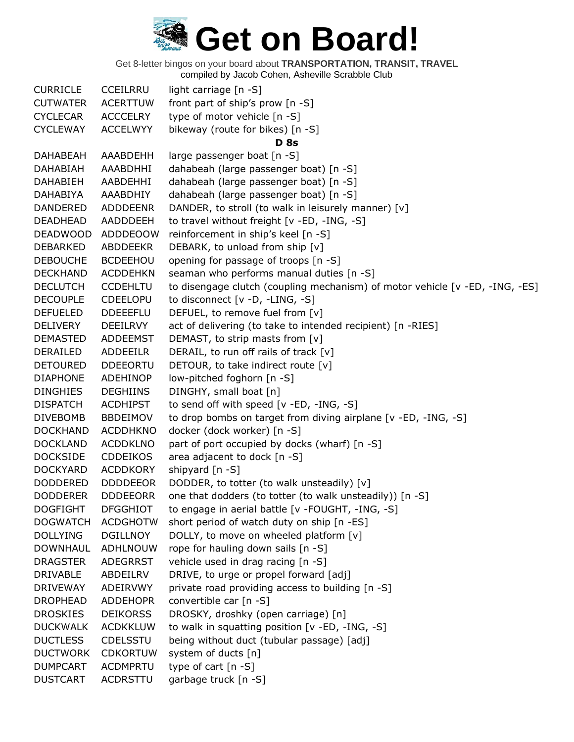# Get on Board!

Get 8-letter bingos on your board about **TRANSPORTATION, TRANSIT, TRAVEL**
compiled by Jacob Cohen, Asheville Scrabble Club

| | | |
|---|---|---|
| CURRICLE | CCEILRRU | light carriage [n -S] |
| CUTWATER | ACERTTUW | front part of ship's prow [n -S] |
| CYCLECAR | ACCCELRY | type of motor vehicle [n -S] |
| CYCLEWAY | ACCELWYY | bikeway (route for bikes) [n -S] |
| | | **D 8s** |
| DAHABEAH | AAABDEHH | large passenger boat [n -S] |
| DAHABIAH | AAABDHHI | dahabeah (large passenger boat) [n -S] |
| DAHABIEH | AABDEHHI | dahabeah (large passenger boat) [n -S] |
| DAHABIYA | AAABDHIY | dahabeah (large passenger boat) [n -S] |
| DANDERED | ADDDEENR | DANDER, to stroll (to walk in leisurely manner) [v] |
| DEADHEAD | AADDDEEH | to travel without freight [v -ED, -ING, -S] |
| DEADWOOD | ADDDEOOW | reinforcement in ship's keel [n -S] |
| DEBARKED | ABDDEEKR | DEBARK, to unload from ship [v] |
| DEBOUCHE | BCDEEHOU | opening for passage of troops [n -S] |
| DECKHAND | ACDDEHKN | seaman who performs manual duties [n -S] |
| DECLUTCH | CCDEHLTU | to disengage clutch (coupling mechanism) of motor vehicle [v -ED, -ING, -ES] |
| DECOUPLE | CDEELOPU | to disconnect [v -D, -LING, -S] |
| DEFUELED | DDEEEFLU | DEFUEL, to remove fuel from [v] |
| DELIVERY | DEEILRVY | act of delivering (to take to intended recipient) [n -RIES] |
| DEMASTED | ADDEEMST | DEMAST, to strip masts from [v] |
| DERAILED | ADDEEILR | DERAIL, to run off rails of track [v] |
| DETOURED | DDEEORTU | DETOUR, to take indirect route [v] |
| DIAPHONE | ADEHINOP | low-pitched foghorn [n -S] |
| DINGHIES | DEGHIINS | DINGHY, small boat [n] |
| DISPATCH | ACDHIPST | to send off with speed [v -ED, -ING, -S] |
| DIVEBOMB | BBDEIMOV | to drop bombs on target from diving airplane [v -ED, -ING, -S] |
| DOCKHAND | ACDDHKNO | docker (dock worker) [n -S] |
| DOCKLAND | ACDDKLNO | part of port occupied by docks (wharf) [n -S] |
| DOCKSIDE | CDDEIKOS | area adjacent to dock [n -S] |
| DOCKYARD | ACDDKORY | shipyard [n -S] |
| DODDERED | DDDDEEOR | DODDER, to totter (to walk unsteadily) [v] |
| DODDERER | DDDEEORR | one that dodders (to totter (to walk unsteadily)) [n -S] |
| DOGFIGHT | DFGGHIOT | to engage in aerial battle [v -FOUGHT, -ING, -S] |
| DOGWATCH | ACDGHOTW | short period of watch duty on ship [n -ES] |
| DOLLYING | DGILLNOY | DOLLY, to move on wheeled platform [v] |
| DOWNHAUL | ADHLNOUW | rope for hauling down sails [n -S] |
| DRAGSTER | ADEGRRST | vehicle used in drag racing [n -S] |
| DRIVABLE | ABDEILRV | DRIVE, to urge or propel forward [adj] |
| DRIVEWAY | ADEIRVWY | private road providing access to building [n -S] |
| DROPHEAD | ADDEHOPR | convertible car [n -S] |
| DROSKIES | DEIKORSS | DROSKY, droshky (open carriage) [n] |
| DUCKWALK | ACDKKLUW | to walk in squatting position [v -ED, -ING, -S] |
| DUCTLESS | CDELSSTU | being without duct (tubular passage) [adj] |
| DUCTWORK | CDKORTUW | system of ducts [n] |
| DUMPCART | ACDMPRTU | type of cart [n -S] |
| DUSTCART | ACDRSTTU | garbage truck [n -S] |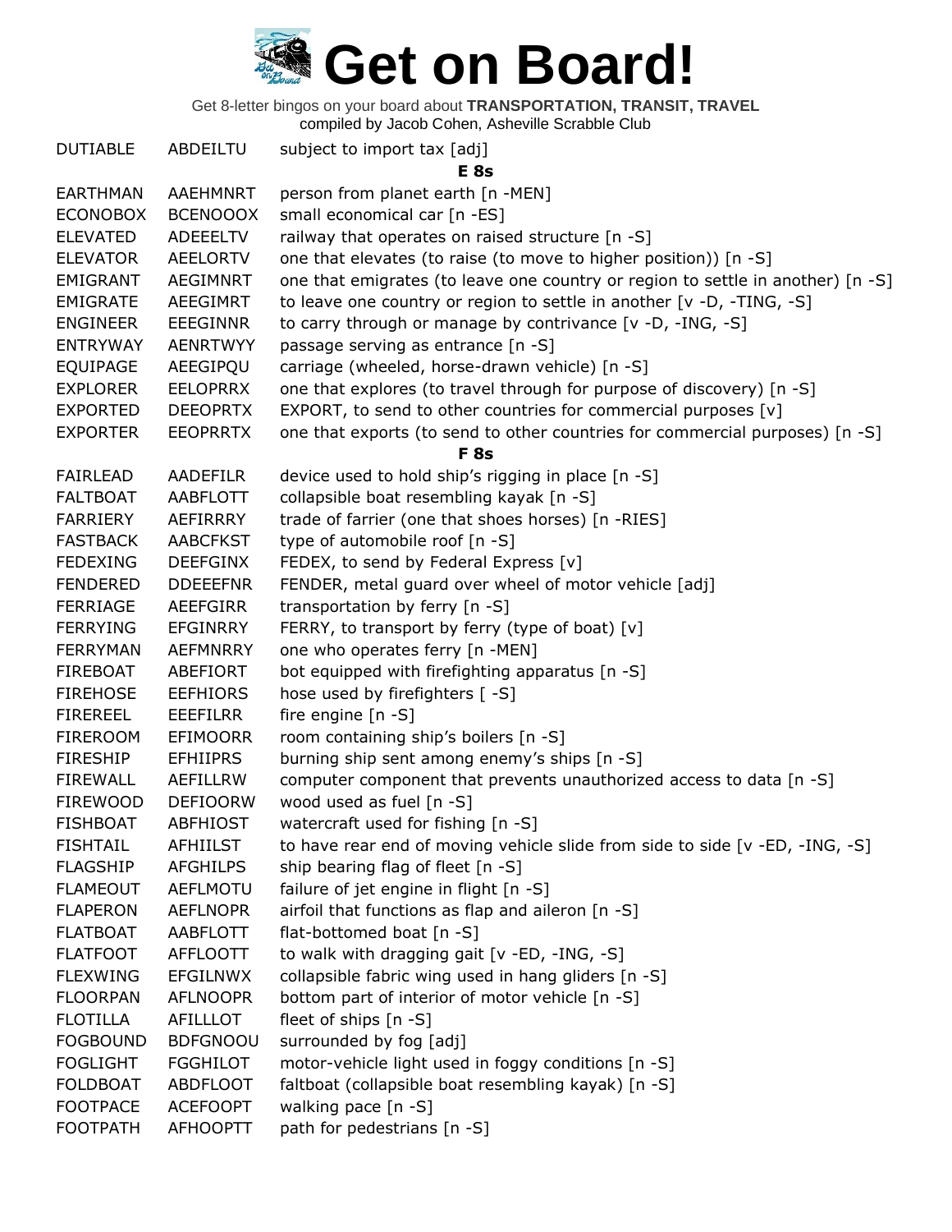# Get on Board!

Get 8-letter bingos on your board about **TRANSPORTATION, TRANSIT, TRAVEL**
compiled by Jacob Cohen, Asheville Scrabble Club

| | | |
|---|---|---|
| DUTIABLE | ABDEILTU | subject to import tax [adj] |
| | **E 8s** | |
| EARTHMAN | AAEHMNRT | person from planet earth [n -MEN] |
| ECONOBOX | BCENOOOX | small economical car [n -ES] |
| ELEVATED | ADEEELTV | railway that operates on raised structure [n -S] |
| ELEVATOR | AEELORTV | one that elevates (to raise (to move to higher position)) [n -S] |
| EMIGRANT | AEGIMNRT | one that emigrates (to leave one country or region to settle in another) [n -S] |
| EMIGRATE | AEEGIMRT | to leave one country or region to settle in another [v -D, -TING, -S] |
| ENGINEER | EEEGINNR | to carry through or manage by contrivance [v -D, -ING, -S] |
| ENTRYWAY | AENRTWYY | passage serving as entrance [n -S] |
| EQUIPAGE | AEEGIPQU | carriage (wheeled, horse-drawn vehicle) [n -S] |
| EXPLORER | EELOPRRX | one that explores (to travel through for purpose of discovery) [n -S] |
| EXPORTED | DEEOPRTX | EXPORT, to send to other countries for commercial purposes [v] |
| EXPORTER | EEOPRRTX | one that exports (to send to other countries for commercial purposes) [n -S] |
| | **F 8s** | |
| FAIRLEAD | AADEFILR | device used to hold ship's rigging in place [n -S] |
| FALTBOAT | AABFLOTT | collapsible boat resembling kayak [n -S] |
| FARRIERY | AEFIRRRY | trade of farrier (one that shoes horses) [n -RIES] |
| FASTBACK | AABCFKST | type of automobile roof [n -S] |
| FEDEXING | DEEFGINX | FEDEX, to send by Federal Express [v] |
| FENDERED | DDEEEFNR | FENDER, metal guard over wheel of motor vehicle [adj] |
| FERRIAGE | AEEFGIRR | transportation by ferry [n -S] |
| FERRYING | EFGINRRY | FERRY, to transport by ferry (type of boat) [v] |
| FERRYMAN | AEFMNRRY | one who operates ferry [n -MEN] |
| FIREBOAT | ABEFIORT | bot equipped with firefighting apparatus [n -S] |
| FIREHOSE | EEFHIORS | hose used by firefighters [ -S] |
| FIREREEL | EEEFILRR | fire engine [n -S] |
| FIREROOM | EFIMOORR | room containing ship's boilers [n -S] |
| FIRESHIP | EFHIIPRS | burning ship sent among enemy's ships [n -S] |
| FIREWALL | AEFILLRW | computer component that prevents unauthorized access to data [n -S] |
| FIREWOOD | DEFIOORW | wood used as fuel [n -S] |
| FISHBOAT | ABFHIOST | watercraft used for fishing [n -S] |
| FISHTAIL | AFHIILST | to have rear end of moving vehicle slide from side to side [v -ED, -ING, -S] |
| FLAGSHIP | AFGHILPS | ship bearing flag of fleet [n -S] |
| FLAMEOUT | AEFLMOTU | failure of jet engine in flight [n -S] |
| FLAPERON | AEFLNOPR | airfoil that functions as flap and aileron [n -S] |
| FLATBOAT | AABFLOTT | flat-bottomed boat [n -S] |
| FLATFOOT | AFFLOOTT | to walk with dragging gait [v -ED, -ING, -S] |
| FLEXWING | EFGILNWX | collapsible fabric wing used in hang gliders [n -S] |
| FLOORPAN | AFLNOOPR | bottom part of interior of motor vehicle [n -S] |
| FLOTILLA | AFILLLOT | fleet of ships [n -S] |
| FOGBOUND | BDFGNOOU | surrounded by fog [adj] |
| FOGLIGHT | FGGHILOT | motor-vehicle light used in foggy conditions [n -S] |
| FOLDBOAT | ABDFLOOT | faltboat (collapsible boat resembling kayak) [n -S] |
| FOOTPACE | ACEFOOPT | walking pace [n -S] |
| FOOTPATH | AFHOOPTT | path for pedestrians [n -S] |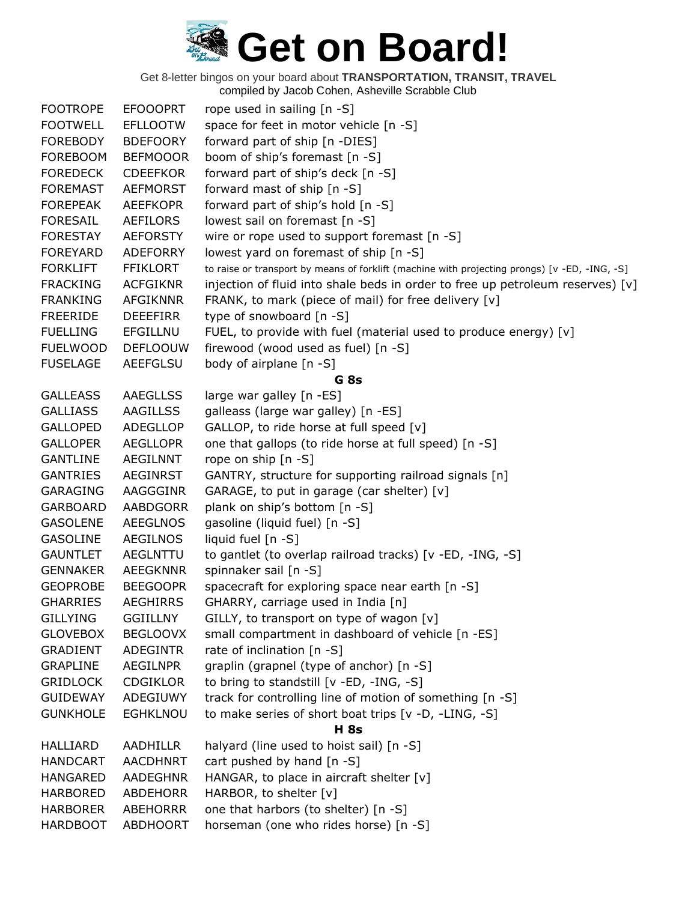# Get on Board!

Get 8-letter bingos on your board about **TRANSPORTATION, TRANSIT, TRAVEL**
compiled by Jacob Cohen, Asheville Scrabble Club

| | | |
|---|---|---|
| FOOTROPE | EFOOOPRT | rope used in sailing [n -S] |
| FOOTWELL | EFLLOOTW | space for feet in motor vehicle [n -S] |
| FOREBODY | BDEFOORY | forward part of ship [n -DIES] |
| FOREBOOM | BEFMOOOR | boom of ship's foremast [n -S] |
| FOREDECK | CDEEFKOR | forward part of ship's deck [n -S] |
| FOREMAST | AEFMORST | forward mast of ship [n -S] |
| FOREPEAK | AEEFKOPR | forward part of ship's hold [n -S] |
| FORESAIL | AEFILORS | lowest sail on foremast [n -S] |
| FORESTAY | AEFORSTY | wire or rope used to support foremast [n -S] |
| FOREYARD | ADEFORRY | lowest yard on foremast of ship [n -S] |
| FORKLIFT | FFIKLORT | to raise or transport by means of forklift (machine with projecting prongs) [v -ED, -ING, -S] |
| FRACKING | ACFGIKNR | injection of fluid into shale beds in order to free up petroleum reserves) [v] |
| FRANKING | AFGIKNNR | FRANK, to mark (piece of mail) for free delivery [v] |
| FREERIDE | DEEEFIRR | type of snowboard [n -S] |
| FUELLING | EFGILLNU | FUEL, to provide with fuel (material used to produce energy) [v] |
| FUELWOOD | DEFLOOUW | firewood (wood used as fuel) [n -S] |
| FUSELAGE | AEEFGLSU | body of airplane [n -S] |
| | | **G 8s** |
| GALLEASS | AAEGLLSS | large war galley [n -ES] |
| GALLIASS | AAGILLSS | galleass (large war galley) [n -ES] |
| GALLOPED | ADEGLLOP | GALLOP, to ride horse at full speed [v] |
| GALLOPER | AEGLLOPR | one that gallops (to ride horse at full speed) [n -S] |
| GANTLINE | AEGILNNT | rope on ship [n -S] |
| GANTRIES | AEGINRST | GANTRY, structure for supporting railroad signals [n] |
| GARAGING | AAGGGINR | GARAGE, to put in garage (car shelter) [v] |
| GARBOARD | AABDGORR | plank on ship's bottom [n -S] |
| GASOLENE | AEEGLNOS | gasoline (liquid fuel) [n -S] |
| GASOLINE | AEGILNOS | liquid fuel [n -S] |
| GAUNTLET | AEGLNTTU | to gantlet (to overlap railroad tracks) [v -ED, -ING, -S] |
| GENNAKER | AEEGKNNR | spinnaker sail [n -S] |
| GEOPROBE | BEEGOOPR | spacecraft for exploring space near earth [n -S] |
| GHARRIES | AEGHIRRS | GHARRY, carriage used in India [n] |
| GILLYING | GGIILLNY | GILLY, to transport on type of wagon [v] |
| GLOVEBOX | BEGLOOVX | small compartment in dashboard of vehicle [n -ES] |
| GRADIENT | ADEGINTR | rate of inclination [n -S] |
| GRAPLINE | AEGILNPR | graplin (grapnel (type of anchor) [n -S] |
| GRIDLOCK | CDGIKLOR | to bring to standstill [v -ED, -ING, -S] |
| GUIDEWAY | ADEGIUWY | track for controlling line of motion of something [n -S] |
| GUNKHOLE | EGHKLNOU | to make series of short boat trips [v -D, -LING, -S] |
| | | **H 8s** |
| HALLIARD | AADHILLR | halyard (line used to hoist sail) [n -S] |
| HANDCART | AACDHNRT | cart pushed by hand [n -S] |
| HANGARED | AADEGHNR | HANGAR, to place in aircraft shelter [v] |
| HARBORED | ABDEHORR | HARBOR, to shelter [v] |
| HARBORER | ABEHORRR | one that harbors (to shelter) [n -S] |
| HARDBOOT | ABDHOORT | horseman (one who rides horse) [n -S] |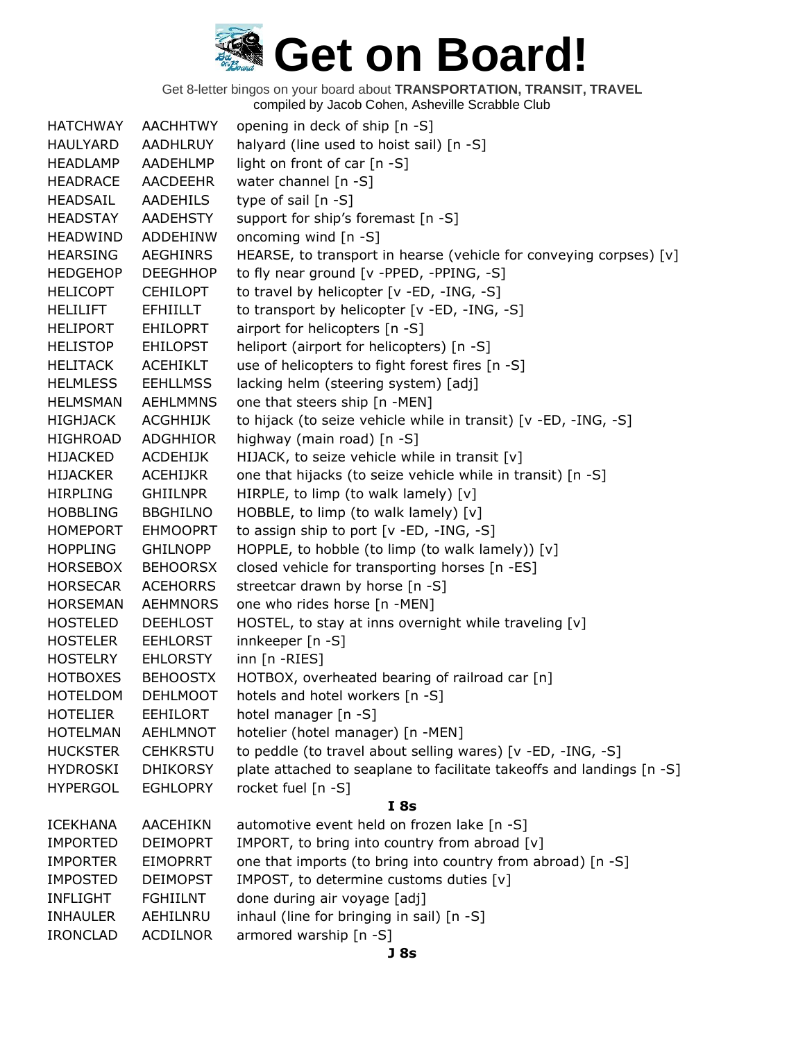# Get on Board!

Get 8-letter bingos on your board about **TRANSPORTATION, TRANSIT, TRAVEL**
compiled by Jacob Cohen, Asheville Scrabble Club

| | | |
|---|---|---|
| HATCHWAY | AACHHTWY | opening in deck of ship [n -S] |
| HAULYARD | AADHLRUY | halyard (line used to hoist sail) [n -S] |
| HEADLAMP | AADEHLMP | light on front of car [n -S] |
| HEADRACE | AACDEEHR | water channel [n -S] |
| HEADSAIL | AADEHILS | type of sail [n -S] |
| HEADSTAY | AADEHSTY | support for ship's foremast [n -S] |
| HEADWIND | ADDEHINW | oncoming wind [n -S] |
| HEARSING | AEGHINRS | HEARSE, to transport in hearse (vehicle for conveying corpses) [v] |
| HEDGEHOP | DEEGHHOP | to fly near ground [v -PPED, -PPING, -S] |
| HELICOPT | CEHILOPT | to travel by helicopter [v -ED, -ING, -S] |
| HELILIFT | EFHIILLT | to transport by helicopter [v -ED, -ING, -S] |
| HELIPORT | EHILOPRT | airport for helicopters [n -S] |
| HELISTOP | EHILOPST | heliport (airport for helicopters) [n -S] |
| HELITACK | ACEHIKLT | use of helicopters to fight forest fires [n -S] |
| HELMLESS | EEHLLMSS | lacking helm (steering system) [adj] |
| HELMSMAN | AEHLMMNS | one that steers ship [n -MEN] |
| HIGHJACK | ACGHHIJK | to hijack (to seize vehicle while in transit) [v -ED, -ING, -S] |
| HIGHROAD | ADGHHIOR | highway (main road) [n -S] |
| HIJACKED | ACDEHIJK | HIJACK, to seize vehicle while in transit [v] |
| HIJACKER | ACEHIJKR | one that hijacks (to seize vehicle while in transit) [n -S] |
| HIRPLING | GHIILNPR | HIRPLE, to limp (to walk lamely) [v] |
| HOBBLING | BBGHILNO | HOBBLE, to limp (to walk lamely) [v] |
| HOMEPORT | EHMOOPRT | to assign ship to port [v -ED, -ING, -S] |
| HOPPLING | GHILNOPP | HOPPLE, to hobble (to limp (to walk lamely)) [v] |
| HORSEBOX | BEHOORSX | closed vehicle for transporting horses [n -ES] |
| HORSECAR | ACEHORRS | streetcar drawn by horse [n -S] |
| HORSEMAN | AEHMNORS | one who rides horse [n -MEN] |
| HOSTELED | DEEHLOST | HOSTEL, to stay at inns overnight while traveling [v] |
| HOSTELER | EEHLORST | innkeeper [n -S] |
| HOSTELRY | EHLORSTY | inn [n -RIES] |
| HOTBOXES | BEHOOSTX | HOTBOX, overheated bearing of railroad car [n] |
| HOTELDOM | DEHLMOOT | hotels and hotel workers [n -S] |
| HOTELIER | EEHILORT | hotel manager [n -S] |
| HOTELMAN | AEHLMNOT | hotelier (hotel manager) [n -MEN] |
| HUCKSTER | CEHKRSTU | to peddle (to travel about selling wares) [v -ED, -ING, -S] |
| HYDROSKI | DHIKORSY | plate attached to seaplane to facilitate takeoffs and landings [n -S] |
| HYPERGOL | EGHLOPRY | rocket fuel [n -S] |

**I 8s**

| | | |
|---|---|---|
| ICEKHANA | AACEHIKN | automotive event held on frozen lake [n -S] |
| IMPORTED | DEIMOPRT | IMPORT, to bring into country from abroad [v] |
| IMPORTER | EIMOPRRT | one that imports (to bring into country from abroad) [n -S] |
| IMPOSTED | DEIMOPST | IMPOST, to determine customs duties [v] |
| INFLIGHT | FGHIILNT | done during air voyage [adj] |
| INHAULER | AEHILNRU | inhaul (line for bringing in sail) [n -S] |
| IRONCLAD | ACDILNOR | armored warship [n -S] |

**J 8s**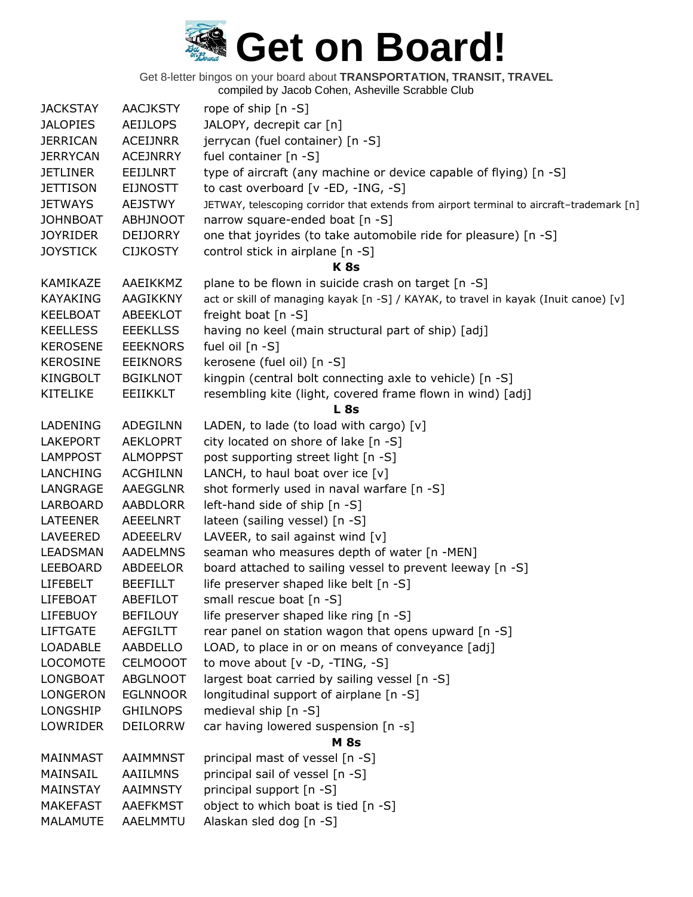# Get on Board!

Get 8-letter bingos on your board about **TRANSPORTATION, TRANSIT, TRAVEL**
compiled by Jacob Cohen, Asheville Scrabble Club

| | | |
|---|---|---|
| JACKSTAY | AACJKSTY | rope of ship [n -S] |
| JALOPIES | AEIJLOPS | JALOPY, decrepit car [n] |
| JERRICAN | ACEIJNRR | jerrycan (fuel container) [n -S] |
| JERRYCAN | ACEJNRRY | fuel container [n -S] |
| JETLINER | EEIJLNRT | type of aircraft (any machine or device capable of flying) [n -S] |
| JETTISON | EIJNOSTT | to cast overboard [v -ED, -ING, -S] |
| JETWAYS | AEJSTWY | JETWAY, telescoping corridor that extends from airport terminal to aircraft–trademark [n] |
| JOHNBOAT | ABHJNOOT | narrow square-ended boat [n -S] |
| JOYRIDER | DEIJORRY | one that joyrides (to take automobile ride for pleasure) [n -S] |
| JOYSTICK | CIJKOSTY | control stick in airplane [n -S] |
| | | **K 8s** |
| KAMIKAZE | AAEIKKMZ | plane to be flown in suicide crash on target [n -S] |
| KAYAKING | AAGIKKNY | act or skill of managing kayak [n -S] / KAYAK, to travel in kayak (Inuit canoe) [v] |
| KEELBOAT | ABEEKLOT | freight boat [n -S] |
| KEELLESS | EEEKLLSS | having no keel (main structural part of ship) [adj] |
| KEROSENE | EEEKNORS | fuel oil [n -S] |
| KEROSINE | EEIKNORS | kerosene (fuel oil) [n -S] |
| KINGBOLT | BGIKLNOT | kingpin (central bolt connecting axle to vehicle) [n -S] |
| KITELIKE | EEIIKKLT | resembling kite (light, covered frame flown in wind) [adj] |
| | | **L 8s** |
| LADENING | ADEGILNN | LADEN, to lade (to load with cargo) [v] |
| LAKEPORT | AEKLOPRT | city located on shore of lake [n -S] |
| LAMPPOST | ALMOPPST | post supporting street light [n -S] |
| LANCHING | ACGHILNN | LANCH, to haul boat over ice [v] |
| LANGRAGE | AAEGGLNR | shot formerly used in naval warfare [n -S] |
| LARBOARD | AABDLORR | left-hand side of ship [n -S] |
| LATEENER | AEEELNRT | lateen (sailing vessel) [n -S] |
| LAVEERED | ADEEELRV | LAVEER, to sail against wind [v] |
| LEADSMAN | AADELMNS | seaman who measures depth of water [n -MEN] |
| LEEBOARD | ABDEELOR | board attached to sailing vessel to prevent leeway [n -S] |
| LIFEBELT | BEEFILLT | life preserver shaped like belt [n -S] |
| LIFEBOAT | ABEFILOT | small rescue boat [n -S] |
| LIFEBUOY | BEFILOUY | life preserver shaped like ring [n -S] |
| LIFTGATE | AEFGILTT | rear panel on station wagon that opens upward [n -S] |
| LOADABLE | AABDELLO | LOAD, to place in or on means of conveyance [adj] |
| LOCOMOTE | CELMOOOT | to move about [v -D, -TING, -S] |
| LONGBOAT | ABGLNOOT | largest boat carried by sailing vessel [n -S] |
| LONGERON | EGLNNOOR | longitudinal support of airplane [n -S] |
| LONGSHIP | GHILNOPS | medieval ship [n -S] |
| LOWRIDER | DEILORRW | car having lowered suspension [n -s] |
| | | **M 8s** |
| MAINMAST | AAIMMNST | principal mast of vessel [n -S] |
| MAINSAIL | AAIILMNS | principal sail of vessel [n -S] |
| MAINSTAY | AAIMNSTY | principal support [n -S] |
| MAKEFAST | AAEFKMST | object to which boat is tied [n -S] |
| MALAMUTE | AAELMMTU | Alaskan sled dog [n -S] |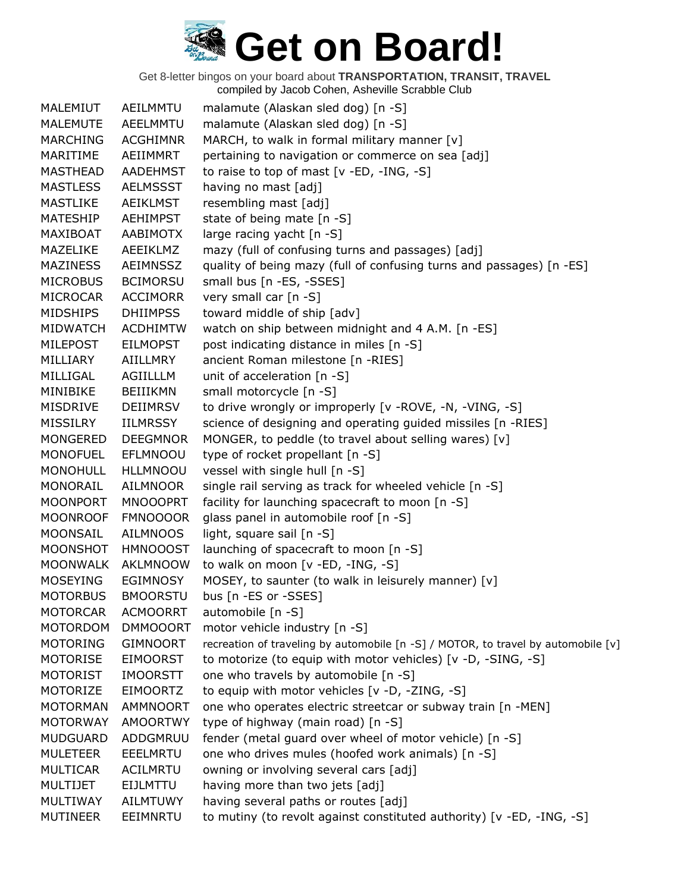# Get on Board!

Get 8-letter bingos on your board about **TRANSPORTATION, TRANSIT, TRAVEL**
compiled by Jacob Cohen, Asheville Scrabble Club

| | | |
|---|---|---|
| MALEMIUT | AEILMMTU | malamute (Alaskan sled dog) [n -S] |
| MALEMUTE | AEELMMTU | malamute (Alaskan sled dog) [n -S] |
| MARCHING | ACGHIMNR | MARCH, to walk in formal military manner [v] |
| MARITIME | AEIIMMRT | pertaining to navigation or commerce on sea [adj] |
| MASTHEAD | AADEHMST | to raise to top of mast [v -ED, -ING, -S] |
| MASTLESS | AELMSSST | having no mast [adj] |
| MASTLIKE | AEIKLMST | resembling mast [adj] |
| MATESHIP | AEHIMPST | state of being mate [n -S] |
| MAXIBOAT | AABIMOTX | large racing yacht [n -S] |
| MAZELIKE | AEEIKLMZ | mazy (full of confusing turns and passages) [adj] |
| MAZINESS | AEIMNSSZ | quality of being mazy (full of confusing turns and passages) [n -ES] |
| MICROBUS | BCIMORSU | small bus [n -ES, -SSES] |
| MICROCAR | ACCIMORR | very small car [n -S] |
| MIDSHIPS | DHIIMPSS | toward middle of ship [adv] |
| MIDWATCH | ACDHIMTW | watch on ship between midnight and 4 A.M. [n -ES] |
| MILEPOST | EILMOPST | post indicating distance in miles [n -S] |
| MILLIARY | AIILLMRY | ancient Roman milestone [n -RIES] |
| MILLIGAL | AGIILLLM | unit of acceleration [n -S] |
| MINIBIKE | BEIIIKMN | small motorcycle [n -S] |
| MISDRIVE | DEIIMRSV | to drive wrongly or improperly [v -ROVE, -N, -VING, -S] |
| MISSILRY | IILMRSSY | science of designing and operating guided missiles [n -RIES] |
| MONGERED | DEEGMNOR | MONGER, to peddle (to travel about selling wares) [v] |
| MONOFUEL | EFLMNOOU | type of rocket propellant [n -S] |
| MONOHULL | HLLMNOOU | vessel with single hull [n -S] |
| MONORAIL | AILMNOOR | single rail serving as track for wheeled vehicle [n -S] |
| MOONPORT | MNOOOPRT | facility for launching spacecraft to moon [n -S] |
| MOONROOF | FMNOOOOR | glass panel in automobile roof [n -S] |
| MOONSAIL | AILMNOOS | light, square sail [n -S] |
| MOONSHOT | HMNOOOST | launching of spacecraft to moon [n -S] |
| MOONWALK | AKLMNOOW | to walk on moon [v -ED, -ING, -S] |
| MOSEYING | EGIMNOSY | MOSEY, to saunter (to walk in leisurely manner) [v] |
| MOTORBUS | BMOORSTU | bus [n -ES or -SSES] |
| MOTORCAR | ACMOORRT | automobile [n -S] |
| MOTORDOM | DMMOOORT | motor vehicle industry [n -S] |
| MOTORING | GIMNOORT | recreation of traveling by automobile [n -S] / MOTOR, to travel by automobile [v] |
| MOTORISE | EIMOORST | to motorize (to equip with motor vehicles) [v -D, -SING, -S] |
| MOTORIST | IMOORSTT | one who travels by automobile [n -S] |
| MOTORIZE | EIMOORTZ | to equip with motor vehicles [v -D, -ZING, -S] |
| MOTORMAN | AMMNOORT | one who operates electric streetcar or subway train [n -MEN] |
| MOTORWAY | AMOORTWY | type of highway (main road) [n -S] |
| MUDGUARD | ADDGMRUU | fender (metal guard over wheel of motor vehicle) [n -S] |
| MULETEER | EEELMRTU | one who drives mules (hoofed work animals) [n -S] |
| MULTICAR | ACILMRTU | owning or involving several cars [adj] |
| MULTIJET | EIJLMTTU | having more than two jets [adj] |
| MULTIWAY | AILMTUWY | having several paths or routes [adj] |
| MUTINEER | EEIMNRTU | to mutiny (to revolt against constituted authority) [v -ED, -ING, -S] |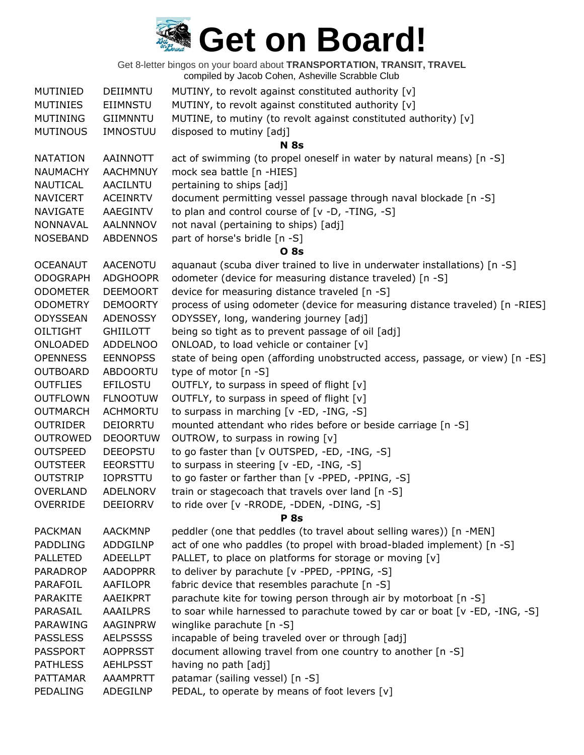# Get on Board!

Get 8-letter bingos on your board about **TRANSPORTATION, TRANSIT, TRAVEL**
compiled by Jacob Cohen, Asheville Scrabble Club

| | | |
|---|---|---|
| MUTINIED | DEIIMNTU | MUTINY, to revolt against constituted authority [v] |
| MUTINIES | EIIMNSTU | MUTINY, to revolt against constituted authority [v] |
| MUTINING | GIIMNNTU | MUTINE, to mutiny (to revolt against constituted authority) [v] |
| MUTINOUS | IMNOSTUU | disposed to mutiny [adj] |
| | | **N 8s** |
| NATATION | AAINNOTT | act of swimming (to propel oneself in water by natural means) [n -S] |
| NAUMACHY | AACHMNUY | mock sea battle [n -HIES] |
| NAUTICAL | AACILNTU | pertaining to ships [adj] |
| NAVICERT | ACEINRTV | document permitting vessel passage through naval blockade [n -S] |
| NAVIGATE | AAEGINTV | to plan and control course of [v -D, -TING, -S] |
| NONNAVAL | AALNNNOV | not naval (pertaining to ships) [adj] |
| NOSEBAND | ABDENNOS | part of horse's bridle [n -S] |
| | | **O 8s** |
| OCEANAUT | AACENOTU | aquanaut (scuba diver trained to live in underwater installations) [n -S] |
| ODOGRAPH | ADGHOOPR | odometer (device for measuring distance traveled) [n -S] |
| ODOMETER | DEEMOORT | device for measuring distance traveled [n -S] |
| ODOMETRY | DEMOORTY | process of using odometer (device for measuring distance traveled) [n -RIES] |
| ODYSSEAN | ADENOSSY | ODYSSEY, long, wandering journey [adj] |
| OILTIGHT | GHIILOTT | being so tight as to prevent passage of oil [adj] |
| ONLOADED | ADDELNOO | ONLOAD, to load vehicle or container [v] |
| OPENNESS | EENNOPSS | state of being open (affording unobstructed access, passage, or view) [n -ES] |
| OUTBOARD | ABDOORTU | type of motor [n -S] |
| OUTFLIES | EFILOSTU | OUTFLY, to surpass in speed of flight [v] |
| OUTFLOWN | FLNOOTUW | OUTFLY, to surpass in speed of flight [v] |
| OUTMARCH | ACHMORTU | to surpass in marching [v -ED, -ING, -S] |
| OUTRIDER | DEIORRTU | mounted attendant who rides before or beside carriage [n -S] |
| OUTROWED | DEOORTUW | OUTROW, to surpass in rowing [v] |
| OUTSPEED | DEEOPSTU | to go faster than [v OUTSPED, -ED, -ING, -S] |
| OUTSTEER | EEORSTTU | to surpass in steering [v -ED, -ING, -S] |
| OUTSTRIP | IOPRSTTU | to go faster or farther than [v -PPED, -PPING, -S] |
| OVERLAND | ADELNORV | train or stagecoach that travels over land [n -S] |
| OVERRIDE | DEEIORRV | to ride over [v -RRODE, -DDEN, -DING, -S] |
| | | **P 8s** |
| PACKMAN | AACKMNP | peddler (one that peddles (to travel about selling wares)) [n -MEN] |
| PADDLING | ADDGILNP | act of one who paddles (to propel with broad-bladed implement) [n -S] |
| PALLETED | ADEELLPT | PALLET, to place on platforms for storage or moving [v] |
| PARADROP | AADOPPRR | to deliver by parachute [v -PPED, -PPING, -S] |
| PARAFOIL | AAFILOPR | fabric device that resembles parachute [n -S] |
| PARAKITE | AAEIKPRT | parachute kite for towing person through air by motorboat [n -S] |
| PARASAIL | AAAILPRS | to soar while harnessed to parachute towed by car or boat [v -ED, -ING, -S] |
| PARAWING | AAGINPRW | winglike parachute [n -S] |
| PASSLESS | AELPSSSS | incapable of being traveled over or through [adj] |
| PASSPORT | AOPPRSST | document allowing travel from one country to another [n -S] |
| PATHLESS | AEHLPSST | having no path [adj] |
| PATTAMAR | AAAMPRTT | patamar (sailing vessel) [n -S] |
| PEDALING | ADEGILNP | PEDAL, to operate by means of foot levers [v] |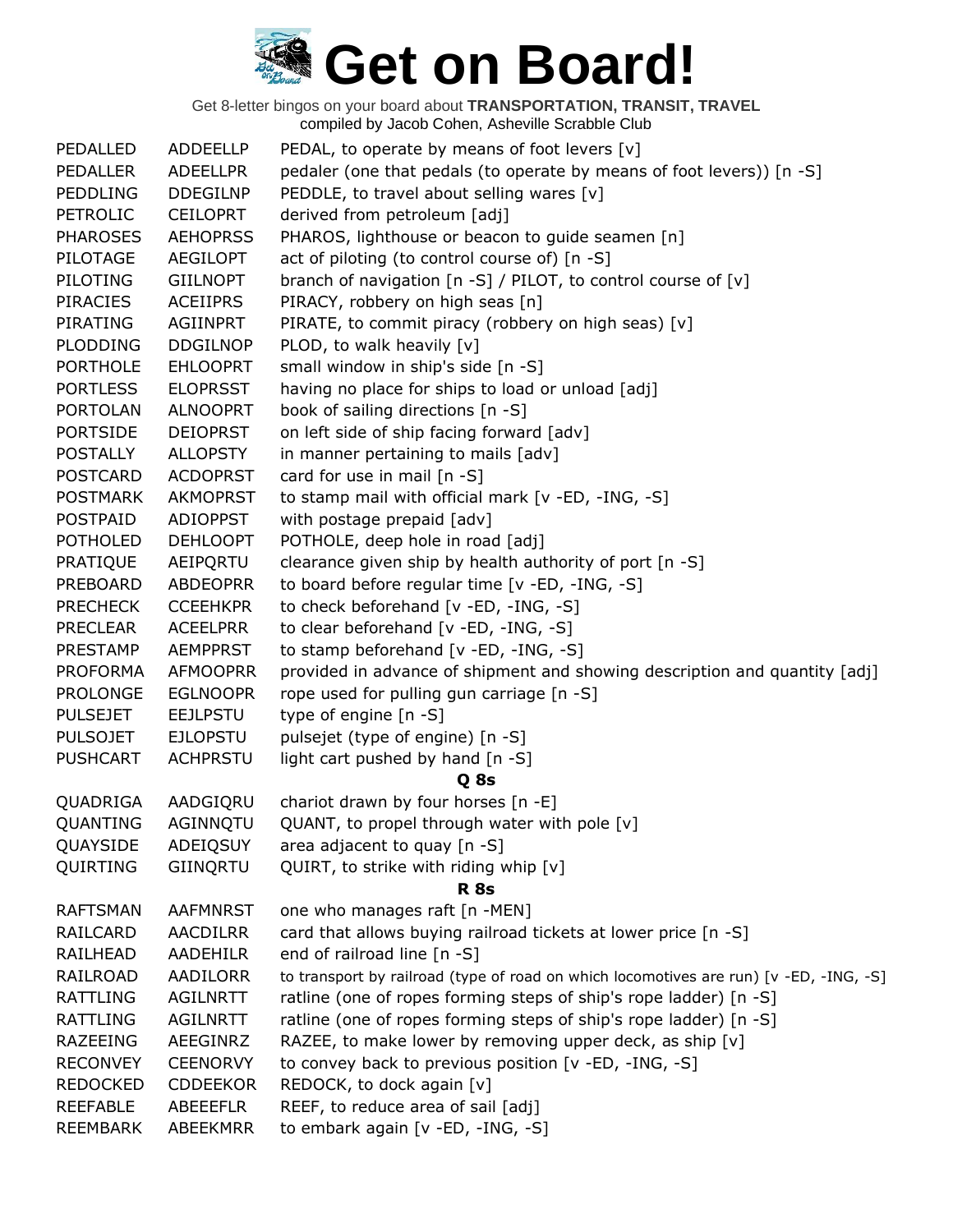# Get on Board!

Get 8-letter bingos on your board about **TRANSPORTATION, TRANSIT, TRAVEL**
compiled by Jacob Cohen, Asheville Scrabble Club

| | | |
|---|---|---|
| PEDALLED | ADDEELLP | PEDAL, to operate by means of foot levers [v] |
| PEDALLER | ADEELLPR | pedaler (one that pedals (to operate by means of foot levers)) [n -S] |
| PEDDLING | DDEGILNP | PEDDLE, to travel about selling wares [v] |
| PETROLIC | CEILOPRT | derived from petroleum [adj] |
| PHAROSES | AEHOPRSS | PHAROS, lighthouse or beacon to guide seamen [n] |
| PILOTAGE | AEGILOPT | act of piloting (to control course of) [n -S] |
| PILOTING | GIILNOPT | branch of navigation [n -S] / PILOT, to control course of [v] |
| PIRACIES | ACEIIPRS | PIRACY, robbery on high seas [n] |
| PIRATING | AGIINPRT | PIRATE, to commit piracy (robbery on high seas) [v] |
| PLODDING | DDGILNOP | PLOD, to walk heavily [v] |
| PORTHOLE | EHLOOPRT | small window in ship's side [n -S] |
| PORTLESS | ELOPRSST | having no place for ships to load or unload [adj] |
| PORTOLAN | ALNOOPRT | book of sailing directions [n -S] |
| PORTSIDE | DEIOPRST | on left side of ship facing forward [adv] |
| POSTALLY | ALLOPSTY | in manner pertaining to mails [adv] |
| POSTCARD | ACDOPRST | card for use in mail [n -S] |
| POSTMARK | AKMOPRST | to stamp mail with official mark [v -ED, -ING, -S] |
| POSTPAID | ADIOPPST | with postage prepaid [adv] |
| POTHOLED | DEHLOOPT | POTHOLE, deep hole in road [adj] |
| PRATIQUE | AEIPQRTU | clearance given ship by health authority of port [n -S] |
| PREBOARD | ABDEOPRR | to board before regular time [v -ED, -ING, -S] |
| PRECHECK | CCEEHKPR | to check beforehand [v -ED, -ING, -S] |
| PRECLEAR | ACEELPRR | to clear beforehand [v -ED, -ING, -S] |
| PRESTAMP | AEMPPRST | to stamp beforehand [v -ED, -ING, -S] |
| PROFORMA | AFMOOPRR | provided in advance of shipment and showing description and quantity [adj] |
| PROLONGE | EGLNOOPR | rope used for pulling gun carriage [n -S] |
| PULSEJET | EEJLPSTU | type of engine [n -S] |
| PULSOJET | EJLOPSTU | pulsejet (type of engine) [n -S] |
| PUSHCART | ACHPRSTU | light cart pushed by hand [n -S] |
| | | **Q 8s** |
| QUADRIGA | AADGIQRU | chariot drawn by four horses [n -E] |
| QUANTING | AGINNQTU | QUANT, to propel through water with pole [v] |
| QUAYSIDE | ADEIQSUY | area adjacent to quay [n -S] |
| QUIRTING | GIINQRTU | QUIRT, to strike with riding whip [v] |
| | | **R 8s** |
| RAFTSMAN | AAFMNRST | one who manages raft [n -MEN] |
| RAILCARD | AACDILRR | card that allows buying railroad tickets at lower price [n -S] |
| RAILHEAD | AADEHILR | end of railroad line [n -S] |
| RAILROAD | AADILORR | to transport by railroad (type of road on which locomotives are run) [v -ED, -ING, -S] |
| RATTLING | AGILNRTT | ratline (one of ropes forming steps of ship's rope ladder) [n -S] |
| RATTLING | AGILNRTT | ratline (one of ropes forming steps of ship's rope ladder) [n -S] |
| RAZEEING | AEEGINRZ | RAZEE, to make lower by removing upper deck, as ship [v] |
| RECONVEY | CEENORVY | to convey back to previous position [v -ED, -ING, -S] |
| REDOCKED | CDDEEKOR | REDOCK, to dock again [v] |
| REEFABLE | ABEEEFLR | REEF, to reduce area of sail [adj] |
| REEMBARK | ABEEKMRR | to embark again [v -ED, -ING, -S] |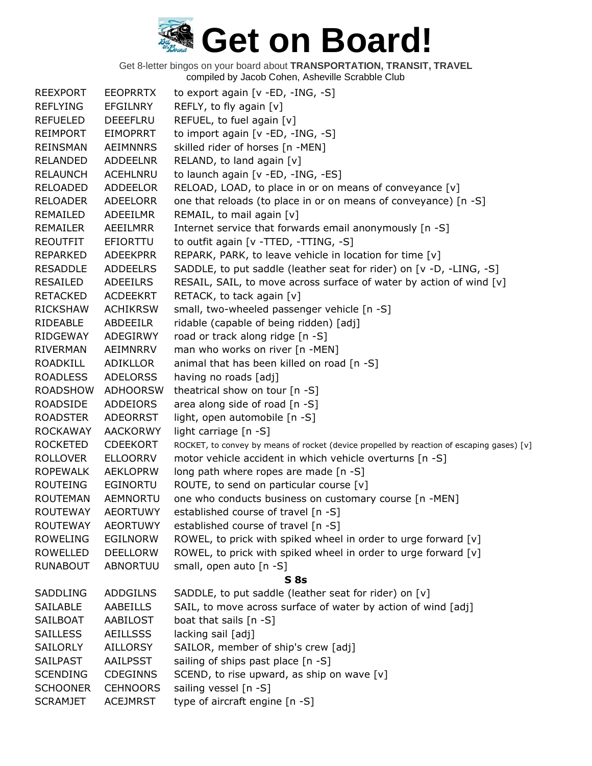# Get on Board!

Get 8-letter bingos on your board about **TRANSPORTATION, TRANSIT, TRAVEL**
compiled by Jacob Cohen, Asheville Scrabble Club

| | | |
|---|---|---|
| REEXPORT | EEOPRRTX | to export again [v -ED, -ING, -S] |
| REFLYING | EFGILNRY | REFLY, to fly again [v] |
| REFUELED | DEEEFLRU | REFUEL, to fuel again [v] |
| REIMPORT | EIMOPRRT | to import again [v -ED, -ING, -S] |
| REINSMAN | AEIMNNRS | skilled rider of horses [n -MEN] |
| RELANDED | ADDEELNR | RELAND, to land again [v] |
| RELAUNCH | ACEHLNRU | to launch again [v -ED, -ING, -ES] |
| RELOADED | ADDEELOR | RELOAD, LOAD, to place in or on means of conveyance [v] |
| RELOADER | ADEELORR | one that reloads (to place in or on means of conveyance) [n -S] |
| REMAILED | ADEEILMR | REMAIL, to mail again [v] |
| REMAILER | AEEILMRR | Internet service that forwards email anonymously [n -S] |
| REOUTFIT | EFIORTTU | to outfit again [v -TTED, -TTING, -S] |
| REPARKED | ADEEKPRR | REPARK, PARK, to leave vehicle in location for time [v] |
| RESADDLE | ADDEELRS | SADDLE, to put saddle (leather seat for rider) on [v -D, -LING, -S] |
| RESAILED | ADEEILRS | RESAIL, SAIL, to move across surface of water by action of wind [v] |
| RETACKED | ACDEEKRT | RETACK, to tack again [v] |
| RICKSHAW | ACHIKRSW | small, two-wheeled passenger vehicle [n -S] |
| RIDEABLE | ABDEEILR | ridable (capable of being ridden) [adj] |
| RIDGEWAY | ADEGIRWY | road or track along ridge [n -S] |
| RIVERMAN | AEIMNRRV | man who works on river [n -MEN] |
| ROADKILL | ADIKLLOR | animal that has been killed on road [n -S] |
| ROADLESS | ADELORSS | having no roads [adj] |
| ROADSHOW | ADHOORSW | theatrical show on tour [n -S] |
| ROADSIDE | ADDEIORS | area along side of road [n -S] |
| ROADSTER | ADEORRST | light, open automobile [n -S] |
| ROCKAWAY | AACKORWY | light carriage [n -S] |
| ROCKETED | CDEEKORT | ROCKET, to convey by means of rocket (device propelled by reaction of escaping gases) [v] |
| ROLLOVER | ELLOORRV | motor vehicle accident in which vehicle overturns [n -S] |
| ROPEWALK | AEKLOPRW | long path where ropes are made [n -S] |
| ROUTEING | EGINORTU | ROUTE, to send on particular course [v] |
| ROUTEMAN | AEMNORTU | one who conducts business on customary course [n -MEN] |
| ROUTEWAY | AEORTUWY | established course of travel [n -S] |
| ROUTEWAY | AEORTUWY | established course of travel [n -S] |
| ROWELING | EGILNORW | ROWEL, to prick with spiked wheel in order to urge forward [v] |
| ROWELLED | DEELLORW | ROWEL, to prick with spiked wheel in order to urge forward [v] |
| RUNABOUT | ABNORTUU | small, open auto [n -S] |
| | | **S 8s** |
| SADDLING | ADDGILNS | SADDLE, to put saddle (leather seat for rider) on [v] |
| SAILABLE | AABEILLS | SAIL, to move across surface of water by action of wind [adj] |
| SAILBOAT | AABILOST | boat that sails [n -S] |
| SAILLESS | AEILLSSS | lacking sail [adj] |
| SAILORLY | AILLORSY | SAILOR, member of ship's crew [adj] |
| SAILPAST | AAILPSST | sailing of ships past place [n -S] |
| SCENDING | CDEGINNS | SCEND, to rise upward, as ship on wave [v] |
| SCHOONER | CEHNOORS | sailing vessel [n -S] |
| SCRAMJET | ACEJMRST | type of aircraft engine [n -S] |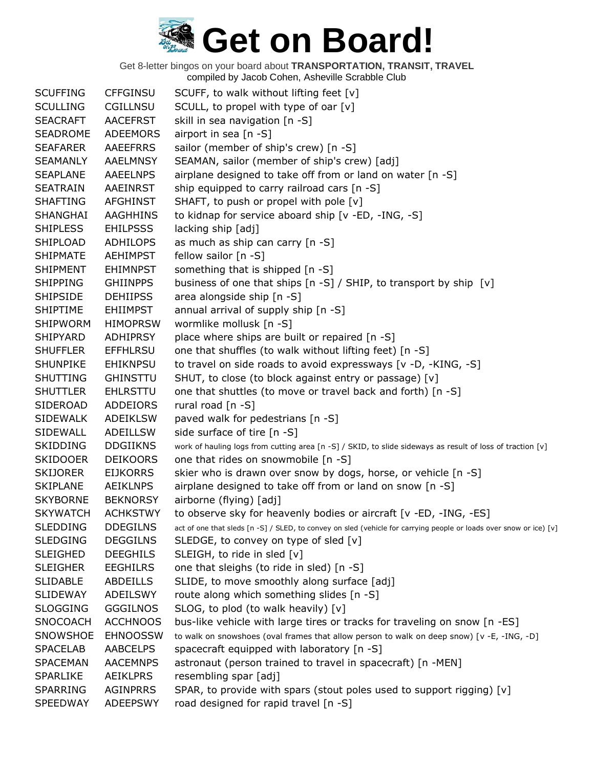# Get on Board!

Get 8-letter bingos on your board about **TRANSPORTATION, TRANSIT, TRAVEL**
compiled by Jacob Cohen, Asheville Scrabble Club

| | | |
|---|---|---|
| SCUFFING | CFFGINSU | SCUFF, to walk without lifting feet [v] |
| SCULLING | CGILLNSU | SCULL, to propel with type of oar [v] |
| SEACRAFT | AACEFRST | skill in sea navigation [n -S] |
| SEADROME | ADEEMORS | airport in sea [n -S] |
| SEAFARER | AAEEFRRS | sailor (member of ship's crew) [n -S] |
| SEAMANLY | AAELMNSY | SEAMAN, sailor (member of ship's crew) [adj] |
| SEAPLANE | AAEELNPS | airplane designed to take off from or land on water [n -S] |
| SEATRAIN | AAEINRST | ship equipped to carry railroad cars [n -S] |
| SHAFTING | AFGHINST | SHAFT, to push or propel with pole [v] |
| SHANGHAI | AAGHHINS | to kidnap for service aboard ship [v -ED, -ING, -S] |
| SHIPLESS | EHILPSSS | lacking ship [adj] |
| SHIPLOAD | ADHILOPS | as much as ship can carry [n -S] |
| SHIPMATE | AEHIMPST | fellow sailor [n -S] |
| SHIPMENT | EHIMNPST | something that is shipped [n -S] |
| SHIPPING | GHIINPPS | business of one that ships [n -S] / SHIP, to transport by ship [v] |
| SHIPSIDE | DEHIIPSS | area alongside ship [n -S] |
| SHIPTIME | EHIIMPST | annual arrival of supply ship [n -S] |
| SHIPWORM | HIMOPRSW | wormlike mollusk [n -S] |
| SHIPYARD | ADHIPRSY | place where ships are built or repaired [n -S] |
| SHUFFLER | EFFHLRSU | one that shuffles (to walk without lifting feet) [n -S] |
| SHUNPIKE | EHIKNPSU | to travel on side roads to avoid expressways [v -D, -KING, -S] |
| SHUTTING | GHINSTTU | SHUT, to close (to block against entry or passage) [v] |
| SHUTTLER | EHLRSTTU | one that shuttles (to move or travel back and forth) [n -S] |
| SIDEROAD | ADDEIORS | rural road [n -S] |
| SIDEWALK | ADEIKLSW | paved walk for pedestrians [n -S] |
| SIDEWALL | ADEILLSW | side surface of tire [n -S] |
| SKIDDING | DDGIIKNS | work of hauling logs from cutting area [n -S] / SKID, to slide sideways as result of loss of traction [v] |
| SKIDOOER | DEIKOORS | one that rides on snowmobile [n -S] |
| SKIJORER | EIJKORRS | skier who is drawn over snow by dogs, horse, or vehicle [n -S] |
| SKIPLANE | AEIKLNPS | airplane designed to take off from or land on snow [n -S] |
| SKYBORNE | BEKNORSY | airborne (flying) [adj] |
| SKYWATCH | ACHKSTWY | to observe sky for heavenly bodies or aircraft [v -ED, -ING, -ES] |
| SLEDDING | DDEGILNS | act of one that sleds [n -S] / SLED, to convey on sled (vehicle for carrying people or loads over snow or ice) [v] |
| SLEDGING | DEGGILNS | SLEDGE, to convey on type of sled [v] |
| SLEIGHED | DEEGHILS | SLEIGH, to ride in sled [v] |
| SLEIGHER | EEGHILRS | one that sleighs (to ride in sled) [n -S] |
| SLIDABLE | ABDEILLS | SLIDE, to move smoothly along surface [adj] |
| SLIDEWAY | ADEILSWY | route along which something slides [n -S] |
| SLOGGING | GGGILNOS | SLOG, to plod (to walk heavily) [v] |
| SNOCOACH | ACCHNOOS | bus-like vehicle with large tires or tracks for traveling on snow [n -ES] |
| SNOWSHOE | EHNOOSSW | to walk on snowshoes (oval frames that allow person to walk on deep snow) [v -E, -ING, -D] |
| SPACELAB | AABCELPS | spacecraft equipped with laboratory [n -S] |
| SPACEMAN | AACEMNPS | astronaut (person trained to travel in spacecraft) [n -MEN] |
| SPARLIKE | AEIKLPRS | resembling spar [adj] |
| SPARRING | AGINPRRS | SPAR, to provide with spars (stout poles used to support rigging) [v] |
| SPEEDWAY | ADEEPSWY | road designed for rapid travel [n -S] |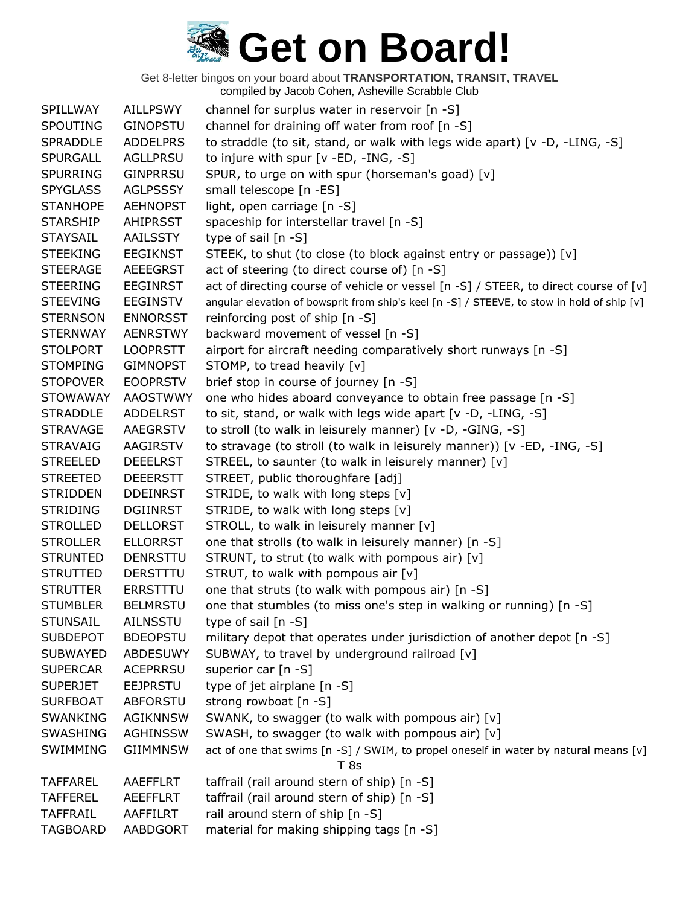# Get on Board!

Get 8-letter bingos on your board about **TRANSPORTATION, TRANSIT, TRAVEL**
compiled by Jacob Cohen, Asheville Scrabble Club

| | | |
|---|---|---|
| SPILLWAY | AILLPSWY | channel for surplus water in reservoir [n -S] |
| SPOUTING | GINOPSTU | channel for draining off water from roof [n -S] |
| SPRADDLE | ADDELPRS | to straddle (to sit, stand, or walk with legs wide apart) [v -D, -LING, -S] |
| SPURGALL | AGLLPRSU | to injure with spur [v -ED, -ING, -S] |
| SPURRING | GINPRRSU | SPUR, to urge on with spur (horseman's goad) [v] |
| SPYGLASS | AGLPSSSY | small telescope [n -ES] |
| STANHOPE | AEHNOPST | light, open carriage [n -S] |
| STARSHIP | AHIPRSST | spaceship for interstellar travel [n -S] |
| STAYSAIL | AAILSSTY | type of sail [n -S] |
| STEEKING | EEGIKNST | STEEK, to shut (to close (to block against entry or passage)) [v] |
| STEERAGE | AEEEGRST | act of steering (to direct course of) [n -S] |
| STEERING | EEGINRST | act of directing course of vehicle or vessel [n -S] / STEER, to direct course of [v] |
| STEEVING | EEGINSTV | angular elevation of bowsprit from ship's keel [n -S] / STEEVE, to stow in hold of ship [v] |
| STERNSON | ENNORSST | reinforcing post of ship [n -S] |
| STERNWAY | AENRSTWY | backward movement of vessel [n -S] |
| STOLPORT | LOOPRSTT | airport for aircraft needing comparatively short runways [n -S] |
| STOMPING | GIMNOPST | STOMP, to tread heavily [v] |
| STOPOVER | EOOPRSTV | brief stop in course of journey [n -S] |
| STOWAWAY | AAOSTWWY | one who hides aboard conveyance to obtain free passage [n -S] |
| STRADDLE | ADDELRST | to sit, stand, or walk with legs wide apart [v -D, -LING, -S] |
| STRAVAGE | AAEGRSTV | to stroll (to walk in leisurely manner) [v -D, -GING, -S] |
| STRAVAIG | AAGIRSTV | to stravage (to stroll (to walk in leisurely manner)) [v -ED, -ING, -S] |
| STREELED | DEEELRST | STREEL, to saunter (to walk in leisurely manner) [v] |
| STREETED | DEEERSTT | STREET, public thoroughfare [adj] |
| STRIDDEN | DDEINRST | STRIDE, to walk with long steps [v] |
| STRIDING | DGIINRST | STRIDE, to walk with long steps [v] |
| STROLLED | DELLORST | STROLL, to walk in leisurely manner [v] |
| STROLLER | ELLORRST | one that strolls (to walk in leisurely manner) [n -S] |
| STRUNTED | DENRSTTU | STRUNT, to strut (to walk with pompous air) [v] |
| STRUTTED | DERSTTTU | STRUT, to walk with pompous air [v] |
| STRUTTER | ERRSTTTU | one that struts (to walk with pompous air) [n -S] |
| STUMBLER | BELMRSTU | one that stumbles (to miss one's step in walking or running) [n -S] |
| STUNSAIL | AILNSSTU | type of sail [n -S] |
| SUBDEPOT | BDEOPSTU | military depot that operates under jurisdiction of another depot [n -S] |
| SUBWAYED | ABDESUWY | SUBWAY, to travel by underground railroad [v] |
| SUPERCAR | ACEPRRSU | superior car [n -S] |
| SUPERJET | EEJPRSTU | type of jet airplane [n -S] |
| SURFBOAT | ABFORSTU | strong rowboat [n -S] |
| SWANKING | AGIKNNSW | SWANK, to swagger (to walk with pompous air) [v] |
| SWASHING | AGHINSSW | SWASH, to swagger (to walk with pompous air) [v] |
| SWIMMING | GIIMMNSW | act of one that swims [n -S] / SWIM, to propel oneself in water by natural means [v] |

T 8s

| | | |
|---|---|---|
| TAFFAREL | AAEFFLRT | taffrail (rail around stern of ship) [n -S] |
| TAFFEREL | AEEFFLRT | taffrail (rail around stern of ship) [n -S] |
| TAFFRAIL | AAFFILRT | rail around stern of ship [n -S] |
| TAGBOARD | AABDGORT | material for making shipping tags [n -S] |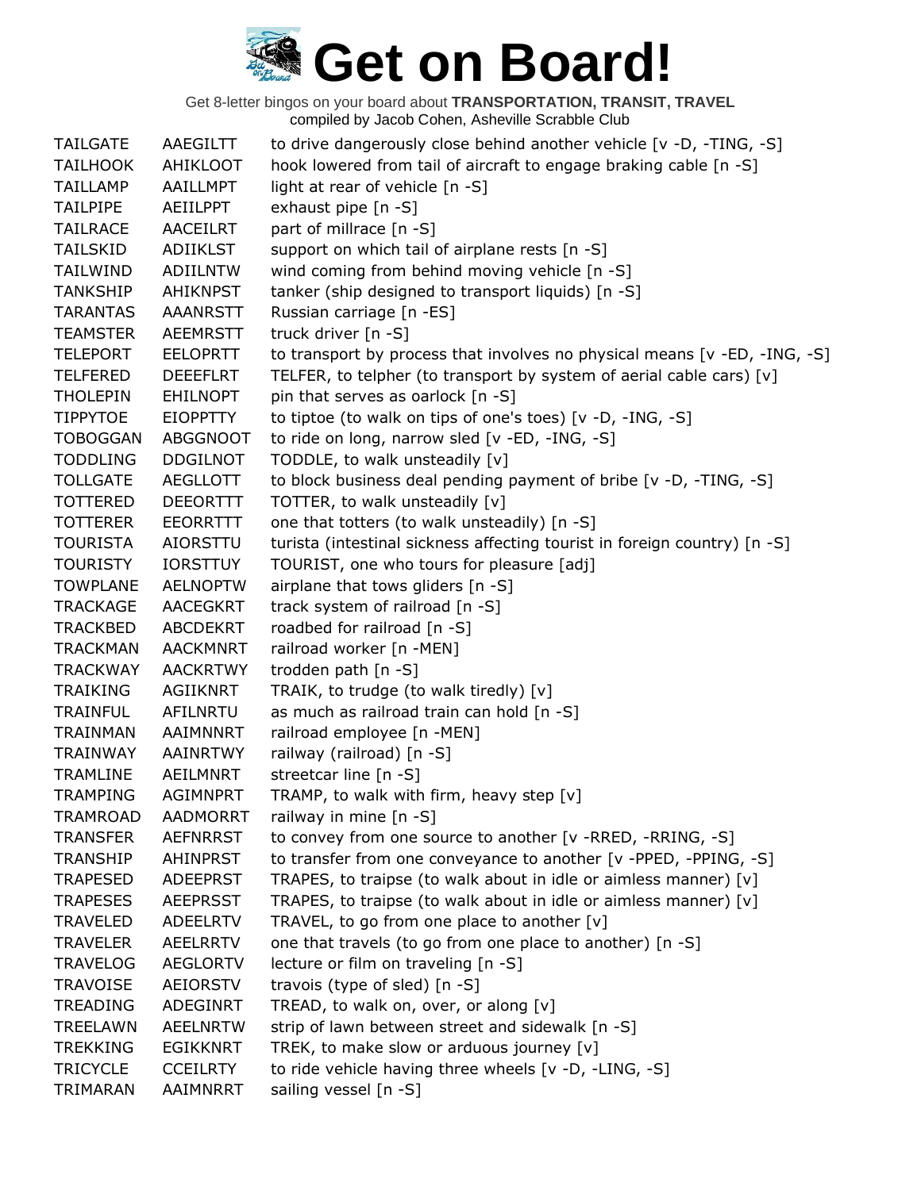# Get on Board!

Get 8-letter bingos on your board about **TRANSPORTATION, TRANSIT, TRAVEL**
compiled by Jacob Cohen, Asheville Scrabble Club

| | | |
|---|---|---|
| TAILGATE | AAEGILTT | to drive dangerously close behind another vehicle [v -D, -TING, -S] |
| TAILHOOK | AHIKLOOT | hook lowered from tail of aircraft to engage braking cable [n -S] |
| TAILLAMP | AAILLMPT | light at rear of vehicle [n -S] |
| TAILPIPE | AEIILPPT | exhaust pipe [n -S] |
| TAILRACE | AACEILRT | part of millrace [n -S] |
| TAILSKID | ADIIKLST | support on which tail of airplane rests [n -S] |
| TAILWIND | ADIILNTW | wind coming from behind moving vehicle [n -S] |
| TANKSHIP | AHIKNPST | tanker (ship designed to transport liquids) [n -S] |
| TARANTAS | AAANRSTT | Russian carriage [n -ES] |
| TEAMSTER | AEEMRSTT | truck driver [n -S] |
| TELEPORT | EELOPRTT | to transport by process that involves no physical means [v -ED, -ING, -S] |
| TELFERED | DEEEFLRT | TELFER, to telpher (to transport by system of aerial cable cars) [v] |
| THOLEPIN | EHILNOPT | pin that serves as oarlock [n -S] |
| TIPPYTOE | EIOPPTTY | to tiptoe (to walk on tips of one's toes) [v -D, -ING, -S] |
| TOBOGGAN | ABGGNOOT | to ride on long, narrow sled [v -ED, -ING, -S] |
| TODDLING | DDGILNOT | TODDLE, to walk unsteadily [v] |
| TOLLGATE | AEGLLOTT | to block business deal pending payment of bribe [v -D, -TING, -S] |
| TOTTERED | DEEORTTT | TOTTER, to walk unsteadily [v] |
| TOTTERER | EEORRTTT | one that totters (to walk unsteadily) [n -S] |
| TOURISTA | AIORSTTU | turista (intestinal sickness affecting tourist in foreign country) [n -S] |
| TOURISTY | IORSTTUY | TOURIST, one who tours for pleasure [adj] |
| TOWPLANE | AELNOPTW | airplane that tows gliders [n -S] |
| TRACKAGE | AACEGKRT | track system of railroad [n -S] |
| TRACKBED | ABCDEKRT | roadbed for railroad [n -S] |
| TRACKMAN | AACKMNRT | railroad worker [n -MEN] |
| TRACKWAY | AACKRTWY | trodden path [n -S] |
| TRAIKING | AGIIKNRT | TRAIK, to trudge (to walk tiredly) [v] |
| TRAINFUL | AFILNRTU | as much as railroad train can hold [n -S] |
| TRAINMAN | AAIMNNRT | railroad employee [n -MEN] |
| TRAINWAY | AAINRTWY | railway (railroad) [n -S] |
| TRAMLINE | AEILMNRT | streetcar line [n -S] |
| TRAMPING | AGIMNPRT | TRAMP, to walk with firm, heavy step [v] |
| TRAMROAD | AADMORRT | railway in mine [n -S] |
| TRANSFER | AEFNRRST | to convey from one source to another [v -RRED, -RRING, -S] |
| TRANSHIP | AHINPRST | to transfer from one conveyance to another [v -PPED, -PPING, -S] |
| TRAPESED | ADEEPRST | TRAPES, to traipse (to walk about in idle or aimless manner) [v] |
| TRAPESES | AEEPRSST | TRAPES, to traipse (to walk about in idle or aimless manner) [v] |
| TRAVELED | ADEELRTV | TRAVEL, to go from one place to another [v] |
| TRAVELER | AEELRRTV | one that travels (to go from one place to another) [n -S] |
| TRAVELOG | AEGLORTV | lecture or film on traveling [n -S] |
| TRAVOISE | AEIORSTV | travois (type of sled) [n -S] |
| TREADING | ADEGINRT | TREAD, to walk on, over, or along [v] |
| TREELAWN | AEELNRTW | strip of lawn between street and sidewalk [n -S] |
| TREKKING | EGIKKNRT | TREK, to make slow or arduous journey [v] |
| TRICYCLE | CCEILRTY | to ride vehicle having three wheels [v -D, -LING, -S] |
| TRIMARAN | AAIMNRRT | sailing vessel [n -S] |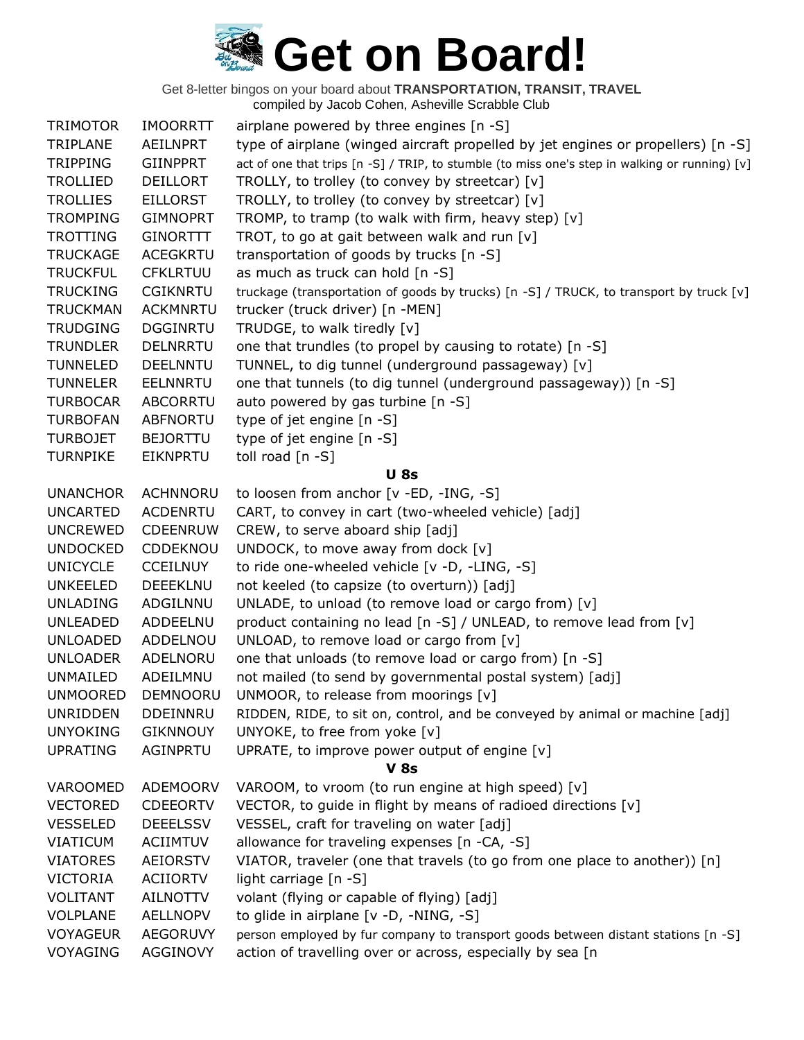# Get on Board!

Get 8-letter bingos on your board about **TRANSPORTATION, TRANSIT, TRAVEL**
compiled by Jacob Cohen, Asheville Scrabble Club

| | | |
|---|---|---|
| TRIMOTOR | IMOORRTT | airplane powered by three engines [n -S] |
| TRIPLANE | AEILNPRT | type of airplane (winged aircraft propelled by jet engines or propellers) [n -S] |
| TRIPPING | GIINPPRT | act of one that trips [n -S] / TRIP, to stumble (to miss one's step in walking or running) [v] |
| TROLLIED | DEILLORT | TROLLY, to trolley (to convey by streetcar) [v] |
| TROLLIES | EILLORST | TROLLY, to trolley (to convey by streetcar) [v] |
| TROMPING | GIMNOPRT | TROMP, to tramp (to walk with firm, heavy step) [v] |
| TROTTING | GINORTTT | TROT, to go at gait between walk and run [v] |
| TRUCKAGE | ACEGKRTU | transportation of goods by trucks [n -S] |
| TRUCKFUL | CFKLRTUU | as much as truck can hold [n -S] |
| TRUCKING | CGIKNRTU | truckage (transportation of goods by trucks) [n -S] / TRUCK, to transport by truck [v] |
| TRUCKMAN | ACKMNRTU | trucker (truck driver) [n -MEN] |
| TRUDGING | DGGINRTU | TRUDGE, to walk tiredly [v] |
| TRUNDLER | DELNRRTU | one that trundles (to propel by causing to rotate) [n -S] |
| TUNNELED | DEELNNTU | TUNNEL, to dig tunnel (underground passageway) [v] |
| TUNNELER | EELNNRTU | one that tunnels (to dig tunnel (underground passageway)) [n -S] |
| TURBOCAR | ABCORRTU | auto powered by gas turbine [n -S] |
| TURBOFAN | ABFNORTU | type of jet engine [n -S] |
| TURBOJET | BEJORTTU | type of jet engine [n -S] |
| TURNPIKE | EIKNPRTU | toll road [n -S] |
| | | **U 8s** |
| UNANCHOR | ACHNNORU | to loosen from anchor [v -ED, -ING, -S] |
| UNCARTED | ACDENRTU | CART, to convey in cart (two-wheeled vehicle) [adj] |
| UNCREWED | CDEENRUW | CREW, to serve aboard ship [adj] |
| UNDOCKED | CDDEKNOU | UNDOCK, to move away from dock [v] |
| UNICYCLE | CCEILNUY | to ride one-wheeled vehicle [v -D, -LING, -S] |
| UNKEELED | DEEEKLNU | not keeled (to capsize (to overturn)) [adj] |
| UNLADING | ADGILNNU | UNLADE, to unload (to remove load or cargo from) [v] |
| UNLEADED | ADDEELNU | product containing no lead [n -S] / UNLEAD, to remove lead from [v] |
| UNLOADED | ADDELNOU | UNLOAD, to remove load or cargo from [v] |
| UNLOADER | ADELNORU | one that unloads (to remove load or cargo from) [n -S] |
| UNMAILED | ADEILMNU | not mailed (to send by governmental postal system) [adj] |
| UNMOORED | DEMNOORU | UNMOOR, to release from moorings [v] |
| UNRIDDEN | DDEINNRU | RIDDEN, RIDE, to sit on, control, and be conveyed by animal or machine [adj] |
| UNYOKING | GIKNNOUY | UNYOKE, to free from yoke [v] |
| UPRATING | AGINPRTU | UPRATE, to improve power output of engine [v] |
| | | **V 8s** |
| VAROOMED | ADEMOORV | VAROOM, to vroom (to run engine at high speed) [v] |
| VECTORED | CDEEORTV | VECTOR, to guide in flight by means of radioed directions [v] |
| VESSELED | DEEELSSV | VESSEL, craft for traveling on water [adj] |
| VIATICUM | ACIIMTUV | allowance for traveling expenses [n -CA, -S] |
| VIATORES | AEIORSTV | VIATOR, traveler (one that travels (to go from one place to another)) [n] |
| VICTORIA | ACIIORTV | light carriage [n -S] |
| VOLITANT | AILNOTTV | volant (flying or capable of flying) [adj] |
| VOLPLANE | AELLNOPV | to glide in airplane [v -D, -NING, -S] |
| VOYAGEUR | AEGORUVY | person employed by fur company to transport goods between distant stations [n -S] |
| VOYAGING | AGGINOVY | action of travelling over or across, especially by sea [n |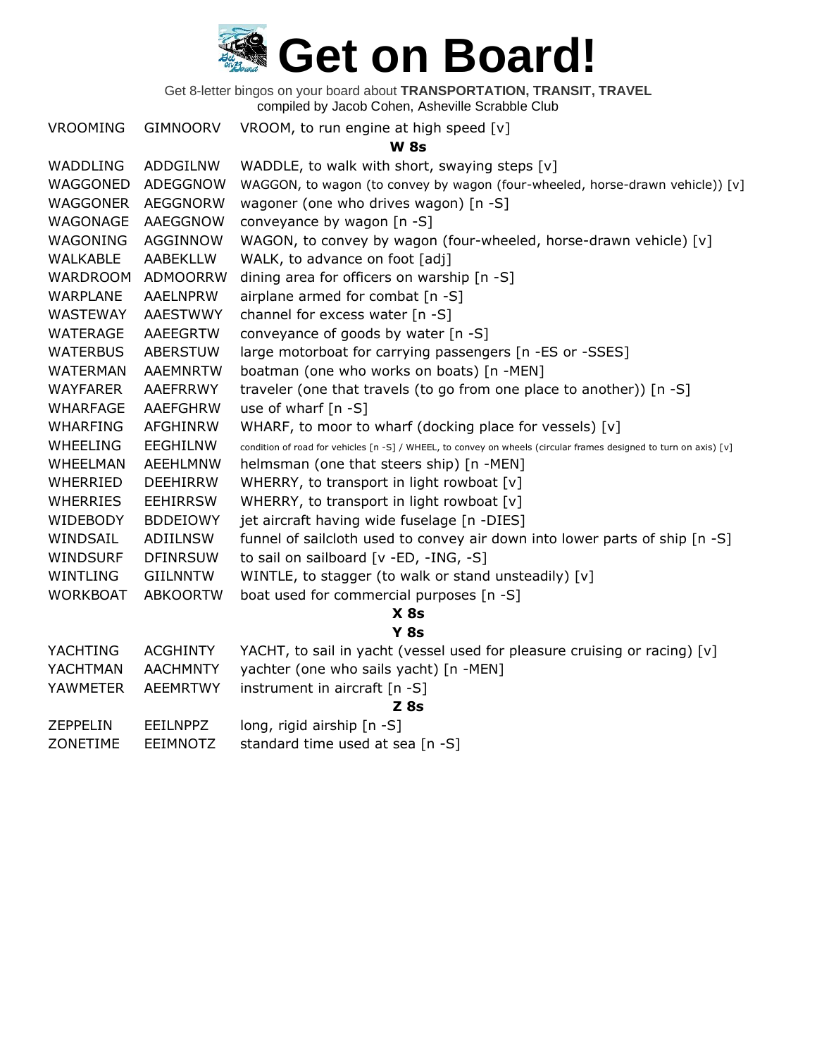# Get on Board!

Get 8-letter bingos on your board about **TRANSPORTATION, TRANSIT, TRAVEL**
compiled by Jacob Cohen, Asheville Scrabble Club

| | | |
|---|---|---|
| VROOMING | GIMNOORV | VROOM, to run engine at high speed [v] |
| | | **W 8s** |
| WADDLING | ADDGILNW | WADDLE, to walk with short, swaying steps [v] |
| WAGGONED | ADEGGNOW | WAGGON, to wagon (to convey by wagon (four-wheeled, horse-drawn vehicle)) [v] |
| WAGGONER | AEGGNORW | wagoner (one who drives wagon) [n -S] |
| WAGONAGE | AAEGGNOW | conveyance by wagon [n -S] |
| WAGONING | AGGINNOW | WAGON, to convey by wagon (four-wheeled, horse-drawn vehicle) [v] |
| WALKABLE | AABEKLLW | WALK, to advance on foot [adj] |
| WARDROOM | ADMOORRW | dining area for officers on warship [n -S] |
| WARPLANE | AAELNPRW | airplane armed for combat [n -S] |
| WASTEWAY | AAESTWWY | channel for excess water [n -S] |
| WATERAGE | AAEEGRTW | conveyance of goods by water [n -S] |
| WATERBUS | ABERSTUW | large motorboat for carrying passengers [n -ES or -SSES] |
| WATERMAN | AAEMNRTW | boatman (one who works on boats) [n -MEN] |
| WAYFARER | AAEFRRWY | traveler (one that travels (to go from one place to another)) [n -S] |
| WHARFAGE | AAEFGHRW | use of wharf [n -S] |
| WHARFING | AFGHINRW | WHARF, to moor to wharf (docking place for vessels) [v] |
| WHEELING | EEGHILNW | condition of road for vehicles [n -S] / WHEEL, to convey on wheels (circular frames designed to turn on axis) [v] |
| WHEELMAN | AEEHLMNW | helmsman (one that steers ship) [n -MEN] |
| WHERRIED | DEEHIRRW | WHERRY, to transport in light rowboat [v] |
| WHERRIES | EEHIRRSW | WHERRY, to transport in light rowboat [v] |
| WIDEBODY | BDDEIOWY | jet aircraft having wide fuselage [n -DIES] |
| WINDSAIL | ADIILNSW | funnel of sailcloth used to convey air down into lower parts of ship [n -S] |
| WINDSURF | DFINRSUW | to sail on sailboard [v -ED, -ING, -S] |
| WINTLING | GIILNNTW | WINTLE, to stagger (to walk or stand unsteadily) [v] |
| WORKBOAT | ABKOORTW | boat used for commercial purposes [n -S] |
| | | **X 8s** |
| | | **Y 8s** |
| YACHTING | ACGHINTY | YACHT, to sail in yacht (vessel used for pleasure cruising or racing) [v] |
| YACHTMAN | AACHMNTY | yachter (one who sails yacht) [n -MEN] |
| YAWMETER | AEEMRTWY | instrument in aircraft [n -S] |
| | | **Z 8s** |
| ZEPPELIN | EEILNPPZ | long, rigid airship [n -S] |
| ZONETIME | EEIMNOTZ | standard time used at sea [n -S] |